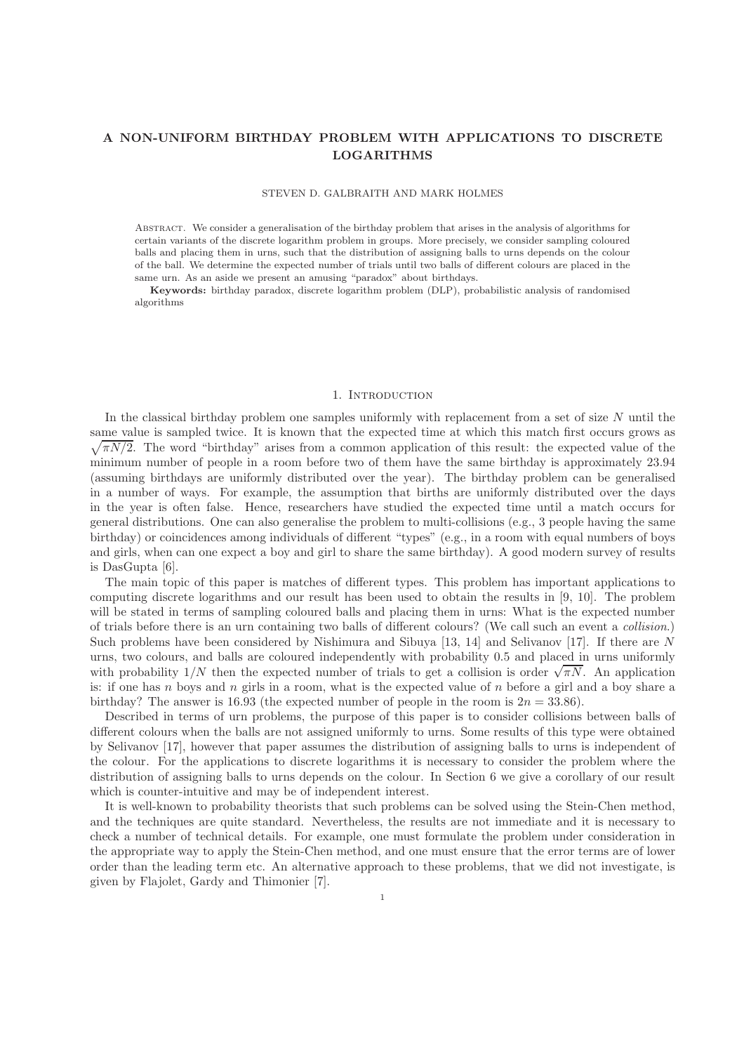# A NON-UNIFORM BIRTHDAY PROBLEM WITH APPLICATIONS TO DISCRETE LOGARITHMS

STEVEN D. GALBRAITH AND MARK HOLMES

Abstract. We consider a generalisation of the birthday problem that arises in the analysis of algorithms for certain variants of the discrete logarithm problem in groups. More precisely, we consider sampling coloured balls and placing them in urns, such that the distribution of assigning balls to urns depends on the colour of the ball. We determine the expected number of trials until two balls of different colours are placed in the same urn. As an aside we present an amusing "paradox" about birthdays.

**Keywords:** birthday paradox, discrete logarithm problem (DLP), probabilistic analysis of randomised algorithms

## 1. Introduction

In the classical birthday problem one samples uniformly with replacement from a set of size $N$ until the same value is sampled twice. It is known that the expected time at which this match first occurs grows as $\sqrt{\pi N/2}$. The word "birthday" arises from a common application of this result: the expected value of the minimum number of people in a room before two of them have the same birthday is approximately 23.94 (assuming birthdays are uniformly distributed over the year). The birthday problem can be generalised in a number of ways. For example, the assumption that births are uniformly distributed over the days in the year is often false. Hence, researchers have studied the expected time until a match occurs for general distributions. One can also generalise the problem to multi-collisions (e.g., 3 people having the same birthday) or coincidences among individuals of different "types" (e.g., in a room with equal numbers of boys and girls, when can one expect a boy and girl to share the same birthday). A good modern survey of results is DasGupta [6].

The main topic of this paper is matches of different types. This problem has important applications to computing discrete logarithms and our result has been used to obtain the results in [9, 10]. The problem will be stated in terms of sampling coloured balls and placing them in urns: What is the expected number of trials before there is an urn containing two balls of different colours? (We call such an event a *collision*.) Such problems have been considered by Nishimura and Sibuya [13, 14] and Selivanov [17]. If there are $N$ urns, two colours, and balls are coloured independently with probability 0.5 and placed in urns uniformly with probability $1/N$ then the expected number of trials to get a collision is order $\sqrt{\pi N}$. An application is: if one has $n$ boys and $n$ girls in a room, what is the expected value of $n$ before a girl and a boy share a birthday? The answer is 16.93 (the expected number of people in the room is $2n = 33.86$).

Described in terms of urn problems, the purpose of this paper is to consider collisions between balls of different colours when the balls are not assigned uniformly to urns. Some results of this type were obtained by Selivanov [17], however that paper assumes the distribution of assigning balls to urns is independent of the colour. For the applications to discrete logarithms it is necessary to consider the problem where the distribution of assigning balls to urns depends on the colour. In Section 6 we give a corollary of our result which is counter-intuitive and may be of independent interest.

It is well-known to probability theorists that such problems can be solved using the Stein-Chen method, and the techniques are quite standard. Nevertheless, the results are not immediate and it is necessary to check a number of technical details. For example, one must formulate the problem under consideration in the appropriate way to apply the Stein-Chen method, and one must ensure that the error terms are of lower order than the leading term etc. An alternative approach to these problems, that we did not investigate, is given by Flajolet, Gardy and Thimonier [7].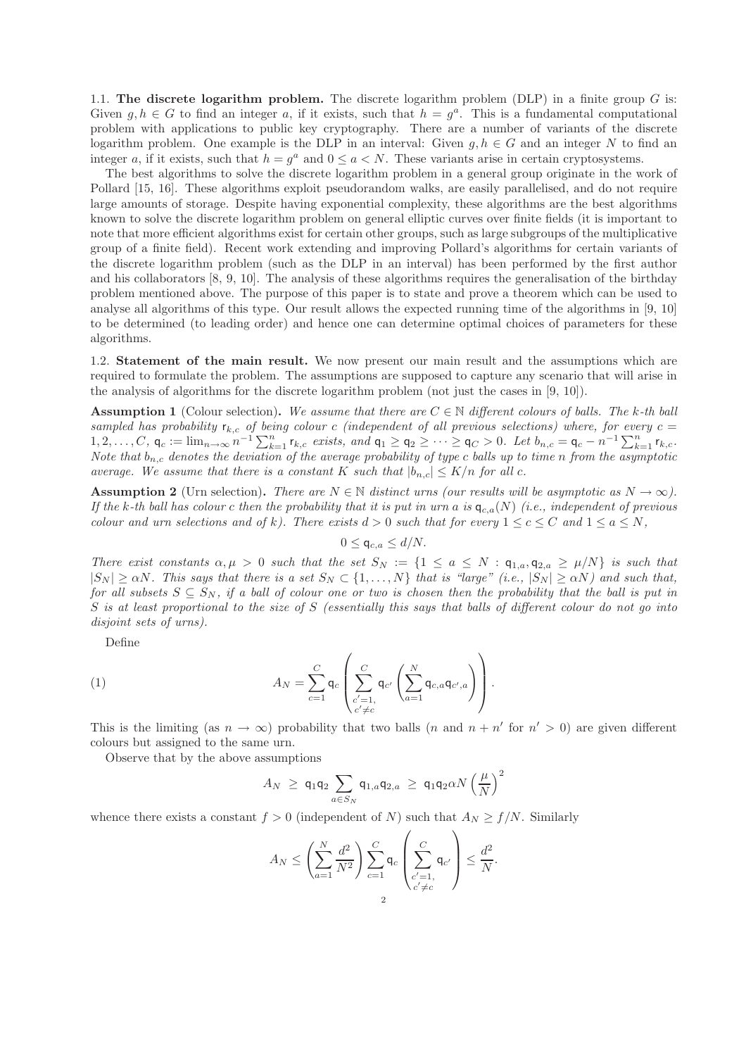**1.1. The discrete logarithm problem.** The discrete logarithm problem (DLP) in a finite group $G$ is: Given $g, h \in G$ to find an integer $a$, if it exists, such that $h = g^a$. This is a fundamental computational problem with applications to public key cryptography. There are a number of variants of the discrete logarithm problem. One example is the DLP in an interval: Given $g, h \in G$ and an integer $N$ to find an integer $a$, if it exists, such that $h = g^a$ and $0 \leq a < N$. These variants arise in certain cryptosystems.

The best algorithms to solve the discrete logarithm problem in a general group originate in the work of Pollard [15, 16]. These algorithms exploit pseudorandom walks, are easily parallelised, and do not require large amounts of storage. Despite having exponential complexity, these algorithms are the best algorithms known to solve the discrete logarithm problem on general elliptic curves over finite fields (it is important to note that more efficient algorithms exist for certain other groups, such as large subgroups of the multiplicative group of a finite field). Recent work extending and improving Pollard's algorithms for certain variants of the discrete logarithm problem (such as the DLP in an interval) has been performed by the first author and his collaborators [8, 9, 10]. The analysis of these algorithms requires the generalisation of the birthday problem mentioned above. The purpose of this paper is to state and prove a theorem which can be used to analyse all algorithms of this type. Our result allows the expected running time of the algorithms in [9, 10] to be determined (to leading order) and hence one can determine optimal choices of parameters for these algorithms.

**1.2. Statement of the main result.** We now present our main result and the assumptions which are required to formulate the problem. The assumptions are supposed to capture any scenario that will arise in the analysis of algorithms for the discrete logarithm problem (not just the cases in [9, 10]).

**Assumption 1** (Colour selection)**.** *We assume that there are $C \in \mathbb{N}$ different colours of balls. The $k$-th ball sampled has probability $\mathsf{r}_{k,c}$ of being colour $c$ (independent of all previous selections) where, for every $c = 1, 2, \ldots, C$, $\mathsf{q}_c := \lim_{n\to\infty} n^{-1} \sum_{k=1}^{n} \mathsf{r}_{k,c}$ exists, and $\mathsf{q}_1 \geq \mathsf{q}_2 \geq \cdots \geq \mathsf{q}_C > 0$. Let $b_{n,c} = \mathsf{q}_c - n^{-1}\sum_{k=1}^{n} \mathsf{r}_{k,c}$. Note that $b_{n,c}$ denotes the deviation of the average probability of type $c$ balls up to time $n$ from the asymptotic average. We assume that there is a constant $K$ such that $|b_{n,c}| \leq K/n$ for all $c$.*

**Assumption 2** (Urn selection)**.** *There are $N \in \mathbb{N}$ distinct urns (our results will be asymptotic as $N \to \infty$). If the $k$-th ball has colour $c$ then the probability that it is put in urn $a$ is $\mathsf{q}_{c,a}(N)$ (i.e., independent of previous colour and urn selections and of $k$). There exists $d > 0$ such that for every $1 \leq c \leq C$ and $1 \leq a \leq N$,*

$$0 \leq \mathsf{q}_{c,a} \leq d/N.$$

*There exist constants $\alpha, \mu > 0$ such that the set $S_N := \{1 \leq a \leq N : \mathsf{q}_{1,a}, \mathsf{q}_{2,a} \geq \mu/N\}$ is such that $|S_N| \geq \alpha N$. This says that there is a set $S_N \subset \{1, \ldots, N\}$ that is "large" (i.e., $|S_N| \geq \alpha N$) and such that, for all subsets $S \subseteq S_N$, if a ball of colour one or two is chosen then the probability that the ball is put in $S$ is at least proportional to the size of $S$ (essentially this says that balls of different colour do not go into disjoint sets of urns).*

Define

$$A_N = \sum_{c=1}^{C} \mathsf{q}_c \left( \sum_{\substack{c'=1,\\ c'\neq c}}^{C} \mathsf{q}_{c'} \left( \sum_{a=1}^{N} \mathsf{q}_{c,a}\mathsf{q}_{c',a} \right) \right). \tag{1}$$

This is the limiting (as $n \to \infty$) probability that two balls ($n$ and $n + n'$ for $n' > 0$) are given different colours but assigned to the same urn.

Observe that by the above assumptions

$$A_N \;\geq\; \mathsf{q}_1\mathsf{q}_2 \sum_{a\in S_N} \mathsf{q}_{1,a}\mathsf{q}_{2,a} \;\geq\; \mathsf{q}_1\mathsf{q}_2\alpha N \left(\frac{\mu}{N}\right)^2$$

whence there exists a constant $f > 0$ (independent of $N$) such that $A_N \geq f/N$. Similarly

$$A_N \leq \left( \sum_{a=1}^{N} \frac{d^2}{N^2} \right) \sum_{c=1}^{C} \mathsf{q}_c \left( \sum_{\substack{c'=1,\\ c'\neq c}}^{C} \mathsf{q}_{c'} \right) \leq \frac{d^2}{N}.$$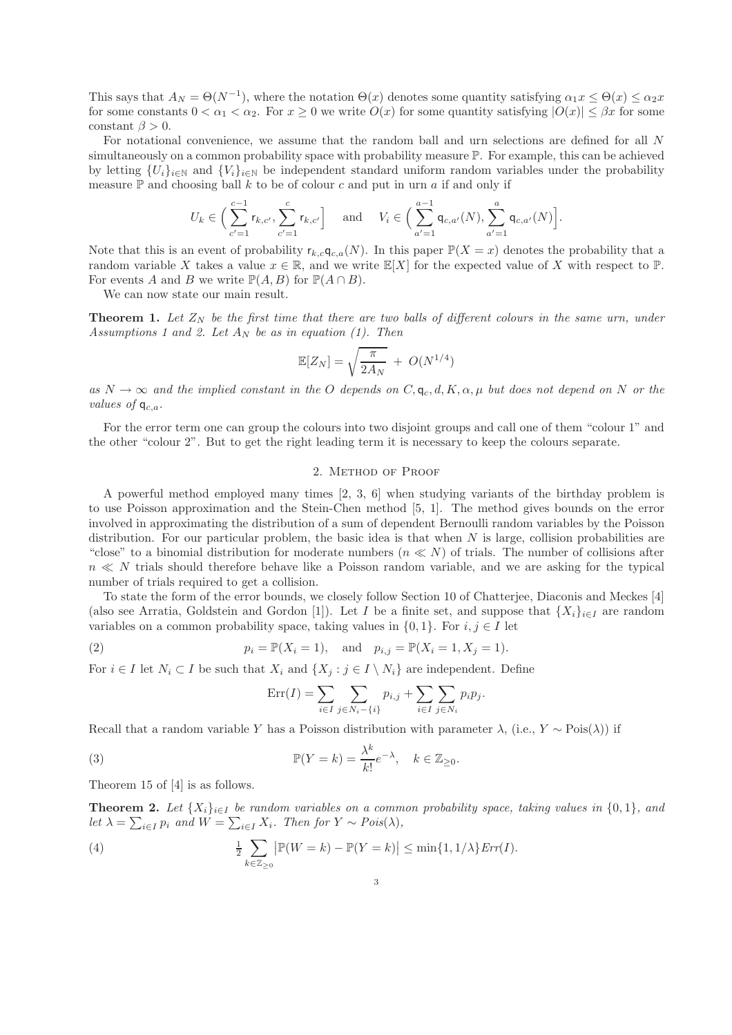This says that $A_N = \Theta(N^{-1})$, where the notation $\Theta(x)$ denotes some quantity satisfying $\alpha_1 x \le \Theta(x) \le \alpha_2 x$ for some constants $0 < \alpha_1 < \alpha_2$. For $x \ge 0$ we write $O(x)$ for some quantity satisfying $|O(x)| \le \beta x$ for some constant $\beta > 0$.

For notational convenience, we assume that the random ball and urn selections are defined for all $N$ simultaneously on a common probability space with probability measure $\mathbb{P}$. For example, this can be achieved by letting $\{U_i\}_{i\in\mathbb{N}}$ and $\{V_i\}_{i\in\mathbb{N}}$ be independent standard uniform random variables under the probability measure $\mathbb{P}$ and choosing ball $k$ to be of colour $c$ and put in urn $a$ if and only if

$$U_k \in \Big(\sum_{c'=1}^{c-1} \mathsf{r}_{k,c'}, \sum_{c'=1}^{c} \mathsf{r}_{k,c'}\Big] \quad \text{and} \quad V_i \in \Big(\sum_{a'=1}^{a-1} \mathsf{q}_{c,a'}(N), \sum_{a'=1}^{a} \mathsf{q}_{c,a'}(N)\Big].$$

Note that this is an event of probability $\mathsf{r}_{k,c}\mathsf{q}_{c,a}(N)$. In this paper $\mathbb{P}(X = x)$ denotes the probability that a random variable $X$ takes a value $x \in \mathbb{R}$, and we write $\mathbb{E}[X]$ for the expected value of $X$ with respect to $\mathbb{P}$. For events $A$ and $B$ we write $\mathbb{P}(A, B)$ for $\mathbb{P}(A \cap B)$.

We can now state our main result.

**Theorem 1.** *Let $Z_N$ be the first time that there are two balls of different colours in the same urn, under Assumptions 1 and 2. Let $A_N$ be as in equation (1). Then*

$$\mathbb{E}[Z_N] = \sqrt{\frac{\pi}{2A_N}} \; + \; O(N^{1/4})$$

*as $N \to \infty$ and the implied constant in the $O$ depends on $C, \mathsf{q}_c, d, K, \alpha, \mu$ but does not depend on $N$ or the values of $\mathsf{q}_{c,a}$.*

For the error term one can group the colours into two disjoint groups and call one of them "colour 1" and the other "colour 2". But to get the right leading term it is necessary to keep the colours separate.

## 2. Method of Proof

A powerful method employed many times [2, 3, 6] when studying variants of the birthday problem is to use Poisson approximation and the Stein-Chen method [5, 1]. The method gives bounds on the error involved in approximating the distribution of a sum of dependent Bernoulli random variables by the Poisson distribution. For our particular problem, the basic idea is that when $N$ is large, collision probabilities are "close" to a binomial distribution for moderate numbers ($n \ll N$) of trials. The number of collisions after $n \ll N$ trials should therefore behave like a Poisson random variable, and we are asking for the typical number of trials required to get a collision.

To state the form of the error bounds, we closely follow Section 10 of Chatterjee, Diaconis and Meckes [4] (also see Arratia, Goldstein and Gordon [1]). Let $I$ be a finite set, and suppose that $\{X_i\}_{i\in I}$ are random variables on a common probability space, taking values in $\{0, 1\}$. For $i, j \in I$ let

$$p_i = \mathbb{P}(X_i = 1), \quad \text{and} \quad p_{i,j} = \mathbb{P}(X_i = 1, X_j = 1). \tag{2}$$

For $i \in I$ let $N_i \subset I$ be such that $X_i$ and $\{X_j : j \in I \setminus N_i\}$ are independent. Define

$$\mathrm{Err}(I) = \sum_{i\in I} \sum_{j\in N_i - \{i\}} p_{i,j} + \sum_{i\in I} \sum_{j\in N_i} p_i p_j.$$

Recall that a random variable $Y$ has a Poisson distribution with parameter $\lambda$, (i.e., $Y \sim \mathrm{Pois}(\lambda)$) if

$$\mathbb{P}(Y = k) = \frac{\lambda^k}{k!} e^{-\lambda}, \quad k \in \mathbb{Z}_{\ge 0}. \tag{3}$$

Theorem 15 of [4] is as follows.

**Theorem 2.** *Let $\{X_i\}_{i\in I}$ be random variables on a common probability space, taking values in $\{0, 1\}$, and let $\lambda = \sum_{i\in I} p_i$ and $W = \sum_{i\in I} X_i$. Then for $Y \sim Pois(\lambda)$,*

$$\tfrac{1}{2} \sum_{k\in\mathbb{Z}_{\ge 0}} \big|\mathbb{P}(W = k) - \mathbb{P}(Y = k)\big| \le \min\{1, 1/\lambda\} Err(I). \tag{4}$$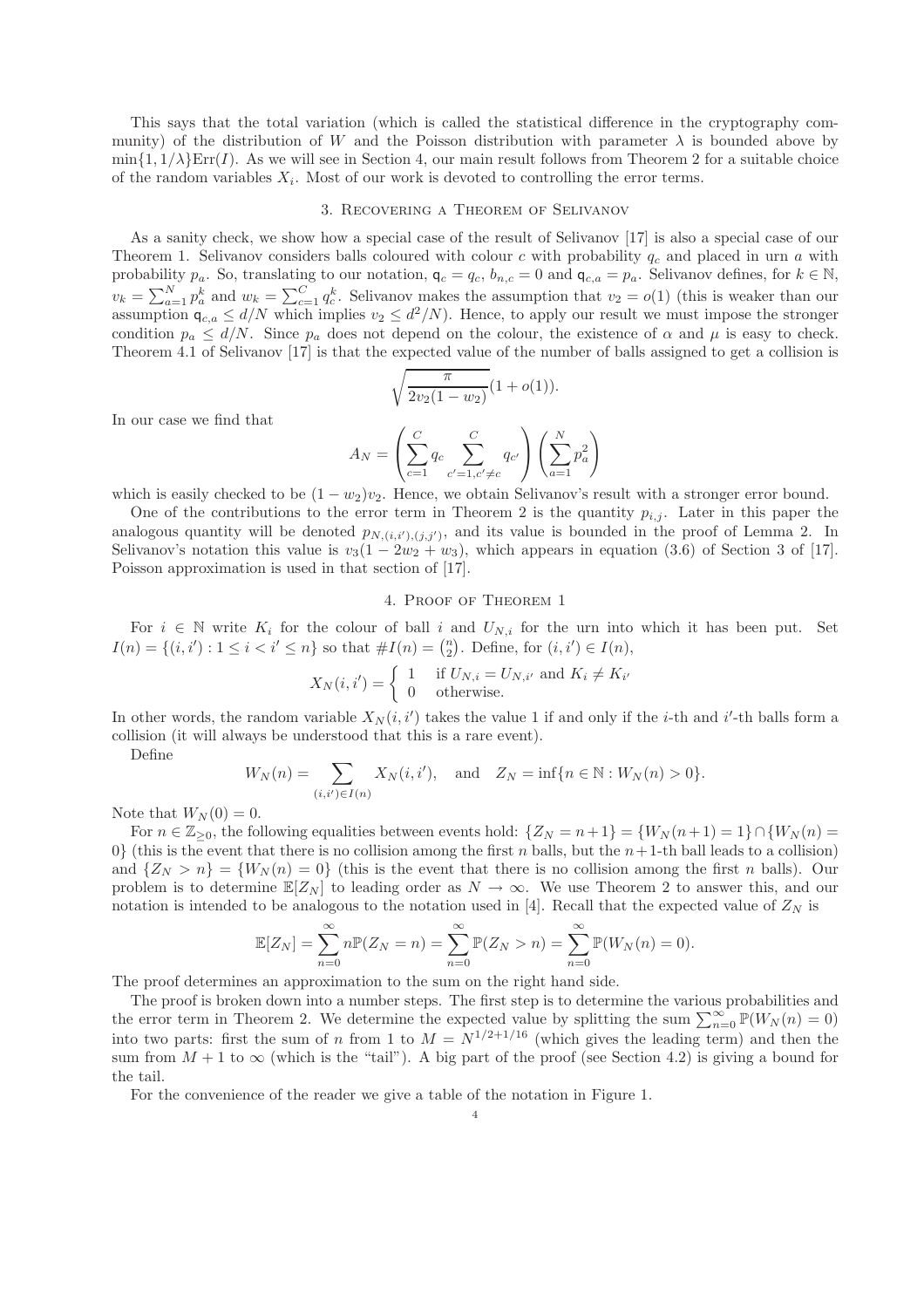This says that the total variation (which is called the statistical difference in the cryptography community) of the distribution of $W$ and the Poisson distribution with parameter $\lambda$ is bounded above by $\min\{1, 1/\lambda\}\mathrm{Err}(I)$. As we will see in Section 4, our main result follows from Theorem 2 for a suitable choice of the random variables $X_i$. Most of our work is devoted to controlling the error terms.

## 3. Recovering a Theorem of Selivanov

As a sanity check, we show how a special case of the result of Selivanov [17] is also a special case of our Theorem 1. Selivanov considers balls coloured with colour $c$ with probability $q_c$ and placed in urn $a$ with probability $p_a$. So, translating to our notation, $\mathsf{q}_c = q_c$, $b_{n,c} = 0$ and $\mathsf{q}_{c,a} = p_a$. Selivanov defines, for $k \in \mathbb{N}$, $v_k = \sum_{a=1}^{N} p_a^k$ and $w_k = \sum_{c=1}^{C} q_c^k$. Selivanov makes the assumption that $v_2 = o(1)$ (this is weaker than our assumption $\mathsf{q}_{c,a} \leq d/N$ which implies $v_2 \leq d^2/N$). Hence, to apply our result we must impose the stronger condition $p_a \leq d/N$. Since $p_a$ does not depend on the colour, the existence of $\alpha$ and $\mu$ is easy to check. Theorem 4.1 of Selivanov [17] is that the expected value of the number of balls assigned to get a collision is

$$\sqrt{\frac{\pi}{2v_2(1-w_2)}}(1 + o(1)).$$

In our case we find that

$$A_N = \left( \sum_{c=1}^{C} q_c \sum_{c'=1, c' \neq c}^{C} q_{c'} \right) \left( \sum_{a=1}^{N} p_a^2 \right)$$

which is easily checked to be $(1 - w_2)v_2$. Hence, we obtain Selivanov's result with a stronger error bound.

One of the contributions to the error term in Theorem 2 is the quantity $p_{i,j}$. Later in this paper the analogous quantity will be denoted $p_{N,(i,i'),(j,j')}$, and its value is bounded in the proof of Lemma 2. In Selivanov's notation this value is $v_3(1 - 2w_2 + w_3)$, which appears in equation (3.6) of Section 3 of [17]. Poisson approximation is used in that section of [17].

## 4. Proof of Theorem 1

For $i \in \mathbb{N}$ write $K_i$ for the colour of ball $i$ and $U_{N,i}$ for the urn into which it has been put. Set $I(n) = \{(i, i') : 1 \leq i < i' \leq n\}$ so that $\#I(n) = \binom{n}{2}$. Define, for $(i, i') \in I(n)$,

$$X_N(i, i') = \begin{cases} 1 & \text{if } U_{N,i} = U_{N,i'} \text{ and } K_i \neq K_{i'} \\ 0 & \text{otherwise.} \end{cases}$$

In other words, the random variable $X_N(i, i')$ takes the value 1 if and only if the $i$-th and $i'$-th balls form a collision (it will always be understood that this is a rare event).

Define

$$W_N(n) = \sum_{(i,i') \in I(n)} X_N(i, i'), \quad \text{and} \quad Z_N = \inf\{n \in \mathbb{N} : W_N(n) > 0\}.$$

Note that $W_N(0) = 0$.

For $n \in \mathbb{Z}_{\geq 0}$, the following equalities between events hold: $\{Z_N = n+1\} = \{W_N(n+1) = 1\} \cap \{W_N(n) = 0\}$ (this is the event that there is no collision among the first $n$ balls, but the $n+1$-th ball leads to a collision) and $\{Z_N > n\} = \{W_N(n) = 0\}$ (this is the event that there is no collision among the first $n$ balls). Our problem is to determine $\mathbb{E}[Z_N]$ to leading order as $N \to \infty$. We use Theorem 2 to answer this, and our notation is intended to be analogous to the notation used in [4]. Recall that the expected value of $Z_N$ is

$$\mathbb{E}[Z_N] = \sum_{n=0}^{\infty} n\mathbb{P}(Z_N = n) = \sum_{n=0}^{\infty} \mathbb{P}(Z_N > n) = \sum_{n=0}^{\infty} \mathbb{P}(W_N(n) = 0).$$

The proof determines an approximation to the sum on the right hand side.

The proof is broken down into a number steps. The first step is to determine the various probabilities and the error term in Theorem 2. We determine the expected value by splitting the sum $\sum_{n=0}^{\infty} \mathbb{P}(W_N(n) = 0)$ into two parts: first the sum of $n$ from 1 to $M = N^{1/2+1/16}$ (which gives the leading term) and then the sum from $M + 1$ to $\infty$ (which is the "tail"). A big part of the proof (see Section 4.2) is giving a bound for the tail.

For the convenience of the reader we give a table of the notation in Figure 1.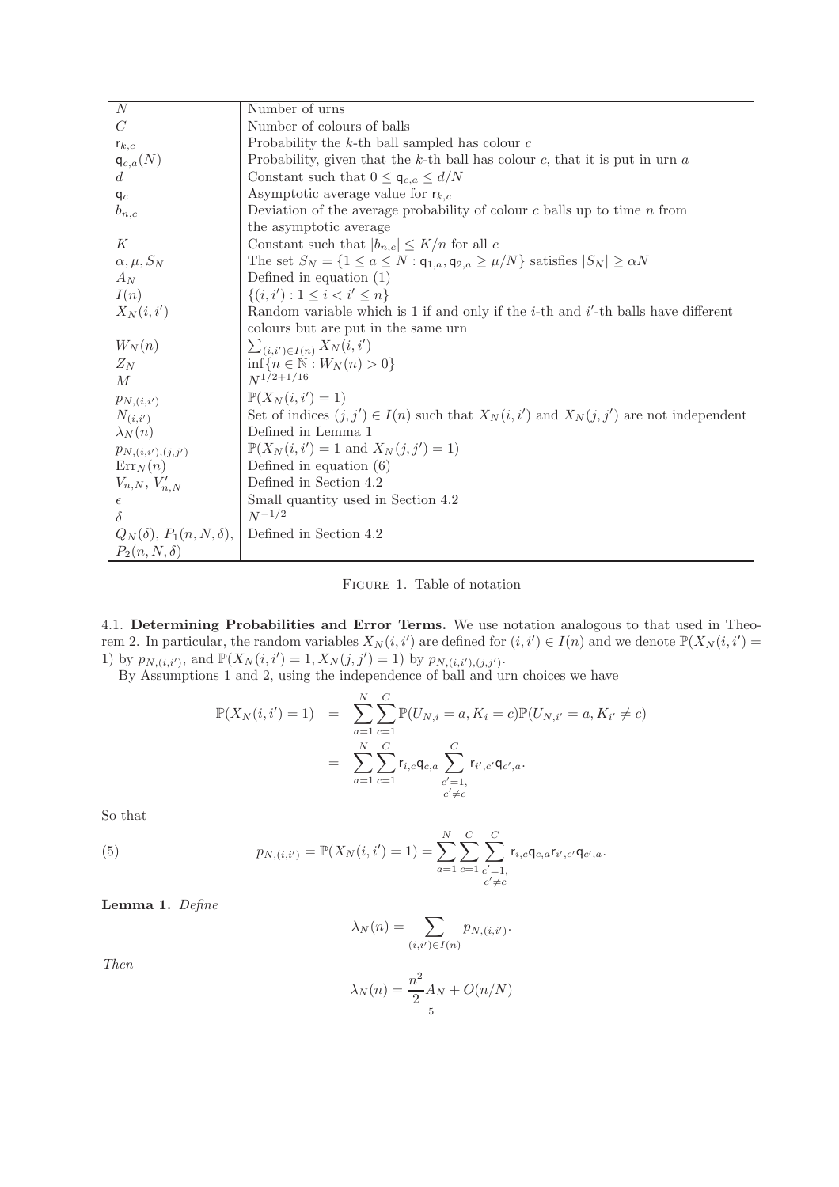| | |
|---|---|
| $N$ | Number of urns |
| $C$ | Number of colours of balls |
| $\mathsf{r}_{k,c}$ | Probability the $k$-th ball sampled has colour $c$ |
| $\mathsf{q}_{c,a}(N)$ | Probability, given that the $k$-th ball has colour $c$, that it is put in urn $a$ |
| $d$ | Constant such that $0 \le \mathsf{q}_{c,a} \le d/N$ |
| $\mathsf{q}_c$ | Asymptotic average value for $\mathsf{r}_{k,c}$ |
| $b_{n,c}$ | Deviation of the average probability of colour $c$ balls up to time $n$ from the asymptotic average |
| $K$ | Constant such that $\lvert b_{n,c}\rvert \le K/n$ for all $c$ |
| $\alpha, \mu, S_N$ | The set $S_N = \{1 \le a \le N : \mathsf{q}_{1,a}, \mathsf{q}_{2,a} \ge \mu/N\}$ satisfies $\lvert S_N\rvert \ge \alpha N$ |
| $A_N$ | Defined in equation (1) |
| $I(n)$ | $\{(i,i') : 1 \le i < i' \le n\}$ |
| $X_N(i,i')$ | Random variable which is 1 if and only if the $i$-th and $i'$-th balls have different colours but are put in the same urn |
| $W_N(n)$ | $\sum_{(i,i')\in I(n)} X_N(i,i')$ |
| $Z_N$ | $\inf\{n \in \mathbb{N} : W_N(n) > 0\}$ |
| $M$ | $N^{1/2+1/16}$ |
| $p_{N,(i,i')}$ | $\mathbb{P}(X_N(i,i') = 1)$ |
| $N_{(i,i')}$ | Set of indices $(j,j') \in I(n)$ such that $X_N(i,i')$ and $X_N(j,j')$ are not independent |
| $\lambda_N(n)$ | Defined in Lemma 1 |
| $p_{N,(i,i'),(j,j')}$ | $\mathbb{P}(X_N(i,i') = 1 \text{ and } X_N(j,j') = 1)$ |
| $\mathrm{Err}_N(n)$ | Defined in equation (6) |
| $V_{n,N}$, $V'_{n,N}$ | Defined in Section 4.2 |
| $\epsilon$ | Small quantity used in Section 4.2 |
| $\delta$ | $N^{-1/2}$ |
| $Q_N(\delta)$, $P_1(n,N,\delta)$, $P_2(n,N,\delta)$ | Defined in Section 4.2 |

Figure 1. Table of notation

### 4.1. Determining Probabilities and Error Terms.

We use notation analogous to that used in Theorem 2. In particular, the random variables $X_N(i,i')$ are defined for $(i,i') \in I(n)$ and we denote $\mathbb{P}(X_N(i,i') = 1)$ by $p_{N,(i,i')}$, and $\mathbb{P}(X_N(i,i') = 1, X_N(j,j') = 1)$ by $p_{N,(i,i'),(j,j')}$.

By Assumptions 1 and 2, using the independence of ball and urn choices we have

$$
\begin{aligned}
\mathbb{P}(X_N(i,i') = 1) &= \sum_{a=1}^{N}\sum_{c=1}^{C} \mathbb{P}(U_{N,i} = a, K_i = c)\mathbb{P}(U_{N,i'} = a, K_{i'} \neq c) \\
&= \sum_{a=1}^{N}\sum_{c=1}^{C} \mathsf{r}_{i,c}\mathsf{q}_{c,a} \sum_{\substack{c'=1,\\ c'\neq c}}^{C} \mathsf{r}_{i',c'}\mathsf{q}_{c',a}.
\end{aligned}
$$

So that

$$
p_{N,(i,i')} = \mathbb{P}(X_N(i,i') = 1) = \sum_{a=1}^{N}\sum_{c=1}^{C}\sum_{\substack{c'=1,\\ c'\neq c}}^{C} \mathsf{r}_{i,c}\mathsf{q}_{c,a}\mathsf{r}_{i',c'}\mathsf{q}_{c',a}. \tag{5}
$$

**Lemma 1.** *Define*

$$
\lambda_N(n) = \sum_{(i,i')\in I(n)} p_{N,(i,i')}.
$$

*Then*

$$
\lambda_N(n) = \frac{n^2}{2}A_N + O(n/N)
$$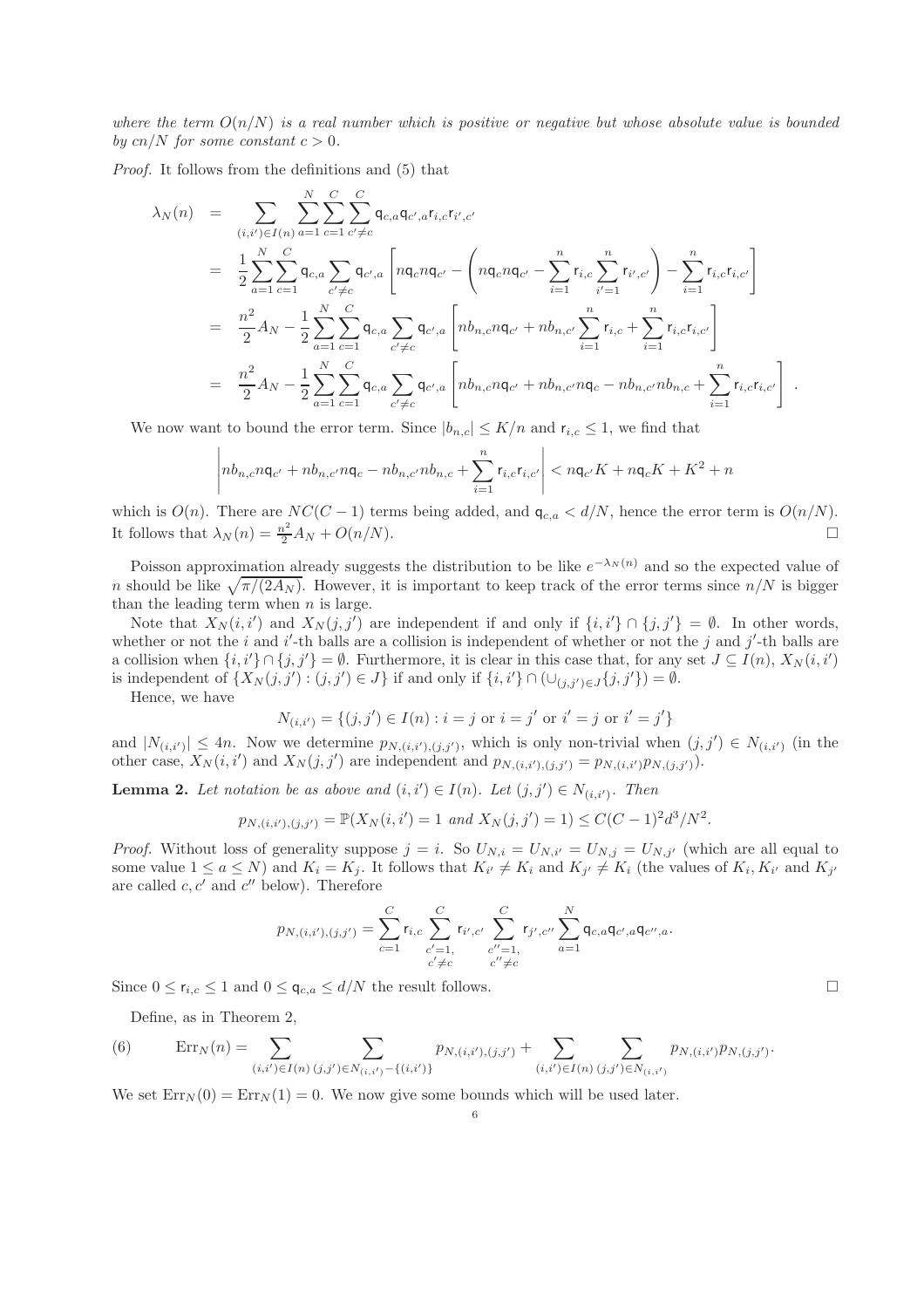*where the term $O(n/N)$ is a real number which is positive or negative but whose absolute value is bounded by $cn/N$ for some constant $c > 0$.*

*Proof.* It follows from the definitions and (5) that

$$
\begin{aligned}
\lambda_N(n) &= \sum_{(i,i')\in I(n)} \sum_{a=1}^{N}\sum_{c=1}^{C}\sum_{c'\neq c}^{C} \mathsf{q}_{c,a}\mathsf{q}_{c',a}\mathsf{r}_{i,c}\mathsf{r}_{i',c'} \\
&= \frac{1}{2}\sum_{a=1}^{N}\sum_{c=1}^{C}\mathsf{q}_{c,a}\sum_{c'\neq c}\mathsf{q}_{c',a}\left[n\mathsf{q}_c n\mathsf{q}_{c'} - \left(n\mathsf{q}_c n\mathsf{q}_{c'} - \sum_{i=1}^{n}\mathsf{r}_{i,c}\sum_{i'=1}^{n}\mathsf{r}_{i',c'}\right) - \sum_{i=1}^{n}\mathsf{r}_{i,c}\mathsf{r}_{i,c'}\right] \\
&= \frac{n^2}{2}A_N - \frac{1}{2}\sum_{a=1}^{N}\sum_{c=1}^{C}\mathsf{q}_{c,a}\sum_{c'\neq c}\mathsf{q}_{c',a}\left[nb_{n,c}n\mathsf{q}_{c'} + nb_{n,c'}\sum_{i=1}^{n}\mathsf{r}_{i,c} + \sum_{i=1}^{n}\mathsf{r}_{i,c}\mathsf{r}_{i,c'}\right] \\
&= \frac{n^2}{2}A_N - \frac{1}{2}\sum_{a=1}^{N}\sum_{c=1}^{C}\mathsf{q}_{c,a}\sum_{c'\neq c}\mathsf{q}_{c',a}\left[nb_{n,c}n\mathsf{q}_{c'} + nb_{n,c'}n\mathsf{q}_c - nb_{n,c'}nb_{n,c} + \sum_{i=1}^{n}\mathsf{r}_{i,c}\mathsf{r}_{i,c'}\right].
\end{aligned}
$$

We now want to bound the error term. Since $|b_{n,c}| \le K/n$ and $\mathsf{r}_{i,c} \le 1$, we find that

$$
\left| nb_{n,c}n\mathsf{q}_{c'} + nb_{n,c'}n\mathsf{q}_c - nb_{n,c'}nb_{n,c} + \sum_{i=1}^{n}\mathsf{r}_{i,c}\mathsf{r}_{i,c'} \right| < n\mathsf{q}_{c'}K + n\mathsf{q}_c K + K^2 + n
$$

which is $O(n)$. There are $NC(C-1)$ terms being added, and $\mathsf{q}_{c,a} < d/N$, hence the error term is $O(n/N)$. It follows that $\lambda_N(n) = \frac{n^2}{2}A_N + O(n/N)$. □

Poisson approximation already suggests the distribution to be like $e^{-\lambda_N(n)}$ and so the expected value of $n$ should be like $\sqrt{\pi/(2A_N)}$. However, it is important to keep track of the error terms since $n/N$ is bigger than the leading term when $n$ is large.

Note that $X_N(i,i')$ and $X_N(j,j')$ are independent if and only if $\{i,i'\}\cap\{j,j'\} = \emptyset$. In other words, whether or not the $i$ and $i'$-th balls are a collision is independent of whether or not the $j$ and $j'$-th balls are a collision when $\{i,i'\}\cap\{j,j'\} = \emptyset$. Furthermore, it is clear in this case that, for any set $J \subseteq I(n)$, $X_N(i,i')$ is independent of $\{X_N(j,j') : (j,j') \in J\}$ if and only if $\{i,i'\}\cap(\cup_{(j,j')\in J}\{j,j'\}) = \emptyset$.

Hence, we have

$$
N_{(i,i')} = \{(j,j') \in I(n) : i = j \text{ or } i = j' \text{ or } i' = j \text{ or } i' = j'\}
$$

and $|N_{(i,i')}| \le 4n$. Now we determine $p_{N,(i,i'),(j,j')}$, which is only non-trivial when $(j,j') \in N_{(i,i')}$ (in the other case, $X_N(i,i')$ and $X_N(j,j')$ are independent and $p_{N,(i,i'),(j,j')} = p_{N,(i,i')}p_{N,(j,j')}$).

**Lemma 2.** *Let notation be as above and $(i,i') \in I(n)$. Let $(j,j') \in N_{(i,i')}$. Then*

$$
p_{N,(i,i'),(j,j')} = \mathbb{P}(X_N(i,i') = 1 \text{ and } X_N(j,j') = 1) \le C(C-1)^2 d^3/N^2.
$$

*Proof.* Without loss of generality suppose $j = i$. So $U_{N,i} = U_{N,i'} = U_{N,j} = U_{N,j'}$ (which are all equal to some value $1 \le a \le N$) and $K_i = K_j$. It follows that $K_{i'} \neq K_i$ and $K_{j'} \neq K_i$ (the values of $K_i, K_{i'}$ and $K_{j'}$ are called $c, c'$ and $c''$ below). Therefore

$$
p_{N,(i,i'),(j,j')} = \sum_{c=1}^{C}\mathsf{r}_{i,c}\sum_{\substack{c'=1,\\ c'\neq c}}^{C}\mathsf{r}_{i',c'}\sum_{\substack{c''=1,\\ c''\neq c}}^{C}\mathsf{r}_{j',c''}\sum_{a=1}^{N}\mathsf{q}_{c,a}\mathsf{q}_{c',a}\mathsf{q}_{c'',a}.
$$

Since $0 \le \mathsf{r}_{i,c} \le 1$ and $0 \le \mathsf{q}_{c,a} \le d/N$ the result follows. □

Define, as in Theorem 2,

$$
\text{(6)} \qquad \mathrm{Err}_N(n) = \sum_{(i,i')\in I(n)}\ \sum_{(j,j')\in N_{(i,i')}-\{(i,i')\}} p_{N,(i,i'),(j,j')} + \sum_{(i,i')\in I(n)}\ \sum_{(j,j')\in N_{(i,i')}} p_{N,(i,i')}p_{N,(j,j')}.
$$

We set $\mathrm{Err}_N(0) = \mathrm{Err}_N(1) = 0$. We now give some bounds which will be used later.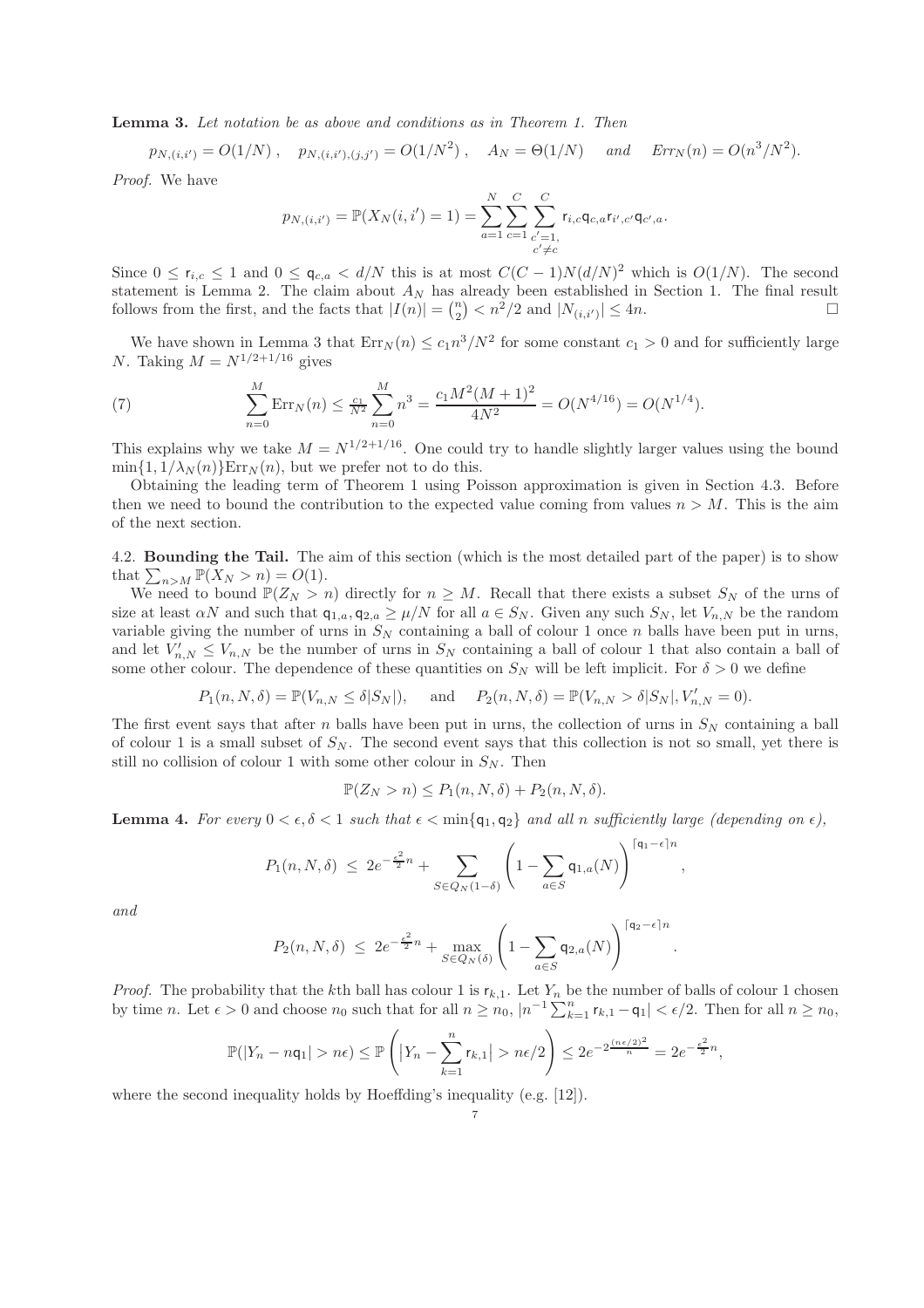**Lemma 3.** *Let notation be as above and conditions as in Theorem 1. Then*

$$p_{N,(i,i')} = O(1/N)\ , \quad p_{N,(i,i'),(j,j')} = O(1/N^2)\ , \quad A_N = \Theta(1/N) \quad \text{and} \quad Err_N(n) = O(n^3/N^2).$$

*Proof.* We have

$$p_{N,(i,i')} = \mathbb{P}(X_N(i,i') = 1) = \sum_{a=1}^{N} \sum_{c=1}^{C} \sum_{\substack{c'=1, \\ c' \neq c}}^{C} \mathsf{r}_{i,c}\mathsf{q}_{c,a}\mathsf{r}_{i',c'}\mathsf{q}_{c',a}.$$

Since $0 \le \mathsf{r}_{i,c} \le 1$ and $0 \le \mathsf{q}_{c,a} < d/N$ this is at most $C(C-1)N(d/N)^2$ which is $O(1/N)$. The second statement is Lemma 2. The claim about $A_N$ has already been established in Section 1. The final result follows from the first, and the facts that $|I(n)| = \binom{n}{2} < n^2/2$ and $|N_{(i,i')}| \le 4n$. $\square$

We have shown in Lemma 3 that $\mathrm{Err}_N(n) \le c_1 n^3/N^2$ for some constant $c_1 > 0$ and for sufficiently large $N$. Taking $M = N^{1/2+1/16}$ gives

$$\sum_{n=0}^{M} \mathrm{Err}_N(n) \le \tfrac{c_1}{N^2} \sum_{n=0}^{M} n^3 = \frac{c_1 M^2(M+1)^2}{4N^2} = O(N^{4/16}) = O(N^{1/4}). \tag{7}$$

This explains why we take $M = N^{1/2+1/16}$. One could try to handle slightly larger values using the bound $\min\{1, 1/\lambda_N(n)\}\mathrm{Err}_N(n)$, but we prefer not to do this.

Obtaining the leading term of Theorem 1 using Poisson approximation is given in Section 4.3. Before then we need to bound the contribution to the expected value coming from values $n > M$. This is the aim of the next section.

4.2. **Bounding the Tail.** The aim of this section (which is the most detailed part of the paper) is to show that $\sum_{n>M} \mathbb{P}(X_N > n) = O(1)$.

We need to bound $\mathbb{P}(Z_N > n)$ directly for $n \ge M$. Recall that there exists a subset $S_N$ of the urns of size at least $\alpha N$ and such that $\mathsf{q}_{1,a}, \mathsf{q}_{2,a} \ge \mu/N$ for all $a \in S_N$. Given any such $S_N$, let $V_{n,N}$ be the random variable giving the number of urns in $S_N$ containing a ball of colour 1 once $n$ balls have been put in urns, and let $V'_{n,N} \le V_{n,N}$ be the number of urns in $S_N$ containing a ball of colour 1 that also contain a ball of some other colour. The dependence of these quantities on $S_N$ will be left implicit. For $\delta > 0$ we define

$$P_1(n, N, \delta) = \mathbb{P}(V_{n,N} \le \delta|S_N|), \quad \text{and} \quad P_2(n, N, \delta) = \mathbb{P}(V_{n,N} > \delta|S_N|, V'_{n,N} = 0).$$

The first event says that after $n$ balls have been put in urns, the collection of urns in $S_N$ containing a ball of colour 1 is a small subset of $S_N$. The second event says that this collection is not so small, yet there is still no collision of colour 1 with some other colour in $S_N$. Then

$$\mathbb{P}(Z_N > n) \le P_1(n, N, \delta) + P_2(n, N, \delta).$$

**Lemma 4.** *For every $0 < \epsilon, \delta < 1$ such that $\epsilon < \min\{\mathsf{q}_1, \mathsf{q}_2\}$ and all $n$ sufficiently large (depending on $\epsilon$),*

$$P_1(n, N, \delta) \ \le \ 2e^{-\frac{\epsilon^2}{2}n} + \sum_{S \in Q_N(1-\delta)} \left(1 - \sum_{a \in S} \mathsf{q}_{1,a}(N)\right)^{\lceil \mathsf{q}_1 - \epsilon \rceil n},$$

*and*

$$P_2(n, N, \delta) \ \le \ 2e^{-\frac{\epsilon^2}{2}n} + \max_{S \in Q_N(\delta)} \left(1 - \sum_{a \in S} \mathsf{q}_{2,a}(N)\right)^{\lceil \mathsf{q}_2 - \epsilon \rceil n}.$$

*Proof.* The probability that the $k$th ball has colour 1 is $\mathsf{r}_{k,1}$. Let $Y_n$ be the number of balls of colour 1 chosen by time $n$. Let $\epsilon > 0$ and choose $n_0$ such that for all $n \ge n_0$, $|n^{-1}\sum_{k=1}^{n} \mathsf{r}_{k,1} - \mathsf{q}_1| < \epsilon/2$. Then for all $n \ge n_0$,

$$\mathbb{P}(|Y_n - n\mathsf{q}_1| > n\epsilon) \le \mathbb{P}\left(\left|Y_n - \sum_{k=1}^{n} \mathsf{r}_{k,1}\right| > n\epsilon/2\right) \le 2e^{-2\frac{(n\epsilon/2)^2}{n}} = 2e^{-\frac{\epsilon^2}{2}n},$$

where the second inequality holds by Hoeffding's inequality (e.g. [12]).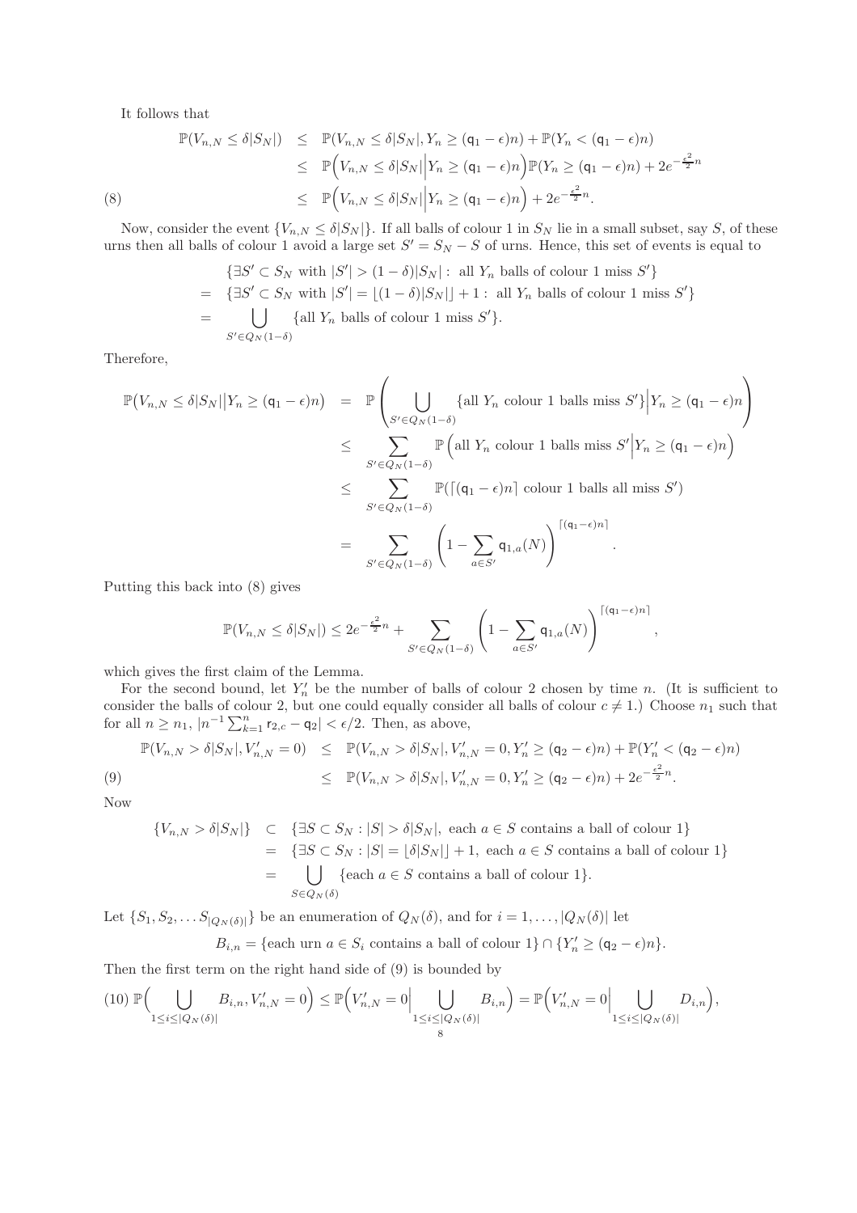It follows that

$$
\begin{aligned}
\mathbb{P}(V_{n,N} \le \delta |S_N|) &\le \mathbb{P}(V_{n,N} \le \delta |S_N|, Y_n \ge (\mathsf{q}_1 - \epsilon)n) + \mathbb{P}(Y_n < (\mathsf{q}_1 - \epsilon)n) \\
&\le \mathbb{P}\Big(V_{n,N} \le \delta |S_N| \Big| Y_n \ge (\mathsf{q}_1 - \epsilon)n\Big)\mathbb{P}(Y_n \ge (\mathsf{q}_1 - \epsilon)n) + 2e^{-\frac{\epsilon^2}{2}n} \\
&\le \mathbb{P}\Big(V_{n,N} \le \delta |S_N| \Big| Y_n \ge (\mathsf{q}_1 - \epsilon)n\Big) + 2e^{-\frac{\epsilon^2}{2}n}. \qquad (8)
\end{aligned}
$$

Now, consider the event $\{V_{n,N} \le \delta |S_N|\}$. If all balls of colour 1 in $S_N$ lie in a small subset, say $S$, of these urns then all balls of colour 1 avoid a large set $S' = S_N - S$ of urns. Hence, this set of events is equal to

$$
\begin{aligned}
&\{\exists S' \subset S_N \text{ with } |S'| > (1-\delta)|S_N| : \text{ all } Y_n \text{ balls of colour 1 miss } S'\} \\
= \; &\{\exists S' \subset S_N \text{ with } |S'| = \lfloor (1-\delta)|S_N| \rfloor + 1 : \text{ all } Y_n \text{ balls of colour 1 miss } S'\} \\
= \; &\bigcup_{S' \in Q_N(1-\delta)} \{\text{all } Y_n \text{ balls of colour 1 miss } S'\}.
\end{aligned}
$$

Therefore,

$$
\begin{aligned}
\mathbb{P}\big(V_{n,N} \le \delta |S_N| \big| Y_n \ge (\mathsf{q}_1 - \epsilon)n\big) &= \mathbb{P}\left( \bigcup_{S' \in Q_N(1-\delta)} \{\text{all } Y_n \text{ colour 1 balls miss } S'\} \Big| Y_n \ge (\mathsf{q}_1 - \epsilon)n \right) \\
&\le \sum_{S' \in Q_N(1-\delta)} \mathbb{P}\Big(\text{all } Y_n \text{ colour 1 balls miss } S' \Big| Y_n \ge (\mathsf{q}_1 - \epsilon)n\Big) \\
&\le \sum_{S' \in Q_N(1-\delta)} \mathbb{P}(\lceil (\mathsf{q}_1 - \epsilon)n \rceil \text{ colour 1 balls all miss } S') \\
&= \sum_{S' \in Q_N(1-\delta)} \left( 1 - \sum_{a \in S'} \mathsf{q}_{1,a}(N) \right)^{\lceil (\mathsf{q}_1 - \epsilon)n \rceil}.
\end{aligned}
$$

Putting this back into (8) gives

$$
\mathbb{P}(V_{n,N} \le \delta |S_N|) \le 2e^{-\frac{\epsilon^2}{2}n} + \sum_{S' \in Q_N(1-\delta)} \left( 1 - \sum_{a \in S'} \mathsf{q}_{1,a}(N) \right)^{\lceil (\mathsf{q}_1 - \epsilon)n \rceil},
$$

which gives the first claim of the Lemma.

For the second bound, let $Y'_n$ be the number of balls of colour 2 chosen by time $n$. (It is sufficient to consider the balls of colour 2, but one could equally consider all balls of colour $c \ne 1$.) Choose $n_1$ such that for all $n \ge n_1$, $|n^{-1}\sum_{k=1}^n \mathsf{r}_{2,c} - \mathsf{q}_2| < \epsilon/2$. Then, as above,

$$
\begin{aligned}
\mathbb{P}(V_{n,N} > \delta |S_N|, V'_{n,N} = 0) &\le \mathbb{P}(V_{n,N} > \delta |S_N|, V'_{n,N} = 0, Y'_n \ge (\mathsf{q}_2 - \epsilon)n) + \mathbb{P}(Y'_n < (\mathsf{q}_2 - \epsilon)n) \\
&\le \mathbb{P}(V_{n,N} > \delta |S_N|, V'_{n,N} = 0, Y'_n \ge (\mathsf{q}_2 - \epsilon)n) + 2e^{-\frac{\epsilon^2}{2}n}. \qquad (9)
\end{aligned}
$$

Now

$$
\begin{aligned}
\{V_{n,N} > \delta |S_N|\} &\subset \{\exists S \subset S_N : |S| > \delta |S_N|, \text{ each } a \in S \text{ contains a ball of colour 1}\} \\
&= \{\exists S \subset S_N : |S| = \lfloor \delta |S_N| \rfloor + 1, \text{ each } a \in S \text{ contains a ball of colour 1}\} \\
&= \bigcup_{S \in Q_N(\delta)} \{\text{each } a \in S \text{ contains a ball of colour 1}\}.
\end{aligned}
$$

Let $\{S_1, S_2, \dots S_{|Q_N(\delta)|}\}$ be an enumeration of $Q_N(\delta)$, and for $i = 1, \dots, |Q_N(\delta)|$ let

$$
B_{i,n} = \{\text{each urn } a \in S_i \text{ contains a ball of colour 1}\} \cap \{Y'_n \ge (\mathsf{q}_2 - \epsilon)n\}.
$$

Then the first term on the right hand side of (9) is bounded by

$$
(10)\; \mathbb{P}\Big( \bigcup_{1 \le i \le |Q_N(\delta)|} B_{i,n}, V'_{n,N} = 0 \Big) \le \mathbb{P}\Big( V'_{n,N} = 0 \Big| \bigcup_{1 \le i \le |Q_N(\delta)|} B_{i,n} \Big) = \mathbb{P}\Big( V'_{n,N} = 0 \Big| \bigcup_{1 \le i \le |Q_N(\delta)|} D_{i,n} \Big),
$$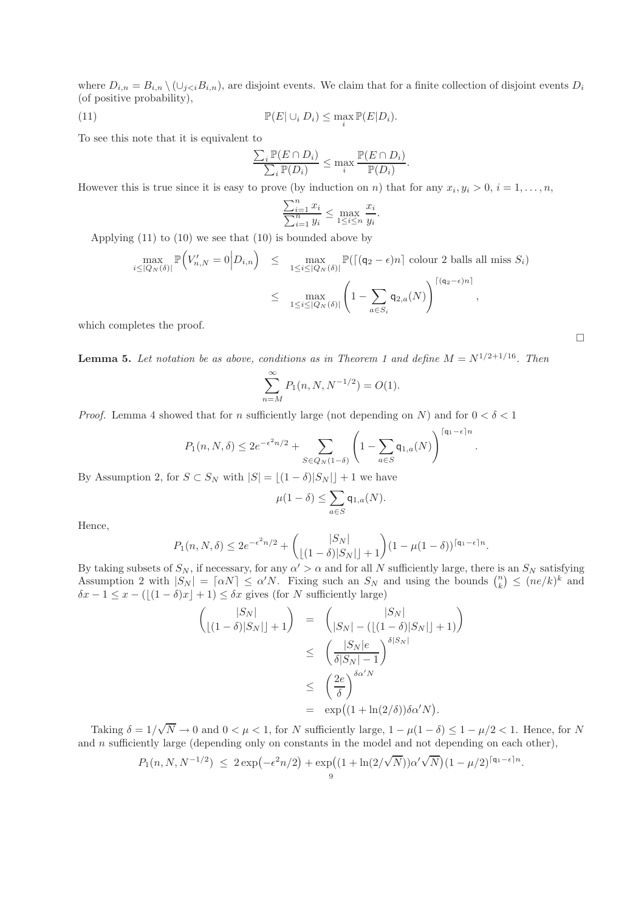where $D_{i,n} = B_{i,n} \setminus (\cup_{j<i} B_{i,n})$, are disjoint events. We claim that for a finite collection of disjoint events $D_i$ (of positive probability),

$$\mathbb{P}(E| \cup_i D_i) \leq \max_i \mathbb{P}(E|D_i). \tag{11}$$

To see this note that it is equivalent to

$$\frac{\sum_i \mathbb{P}(E \cap D_i)}{\sum_i \mathbb{P}(D_i)} \leq \max_i \frac{\mathbb{P}(E \cap D_i)}{\mathbb{P}(D_i)}.$$

However this is true since it is easy to prove (by induction on $n$) that for any $x_i, y_i > 0$, $i = 1, \ldots, n$,

$$\frac{\sum_{i=1}^n x_i}{\sum_{i=1}^n y_i} \leq \max_{1 \leq i \leq n} \frac{x_i}{y_i}.$$

Applying (11) to (10) we see that (10) is bounded above by

$$\begin{aligned}
\max_{i \leq |Q_N(\delta)|} \mathbb{P}\Big(V'_{n,N} = 0 \Big| D_{i,n}\Big) &\leq \max_{1 \leq i \leq |Q_N(\delta)|} \mathbb{P}(\lceil (\mathsf{q}_2 - \epsilon)n \rceil \text{ colour 2 balls all miss } S_i) \\
&\leq \max_{1 \leq i \leq |Q_N(\delta)|} \left(1 - \sum_{a \in S_i} \mathsf{q}_{2,a}(N)\right)^{\lceil (\mathsf{q}_2 - \epsilon)n \rceil},
\end{aligned}$$

which completes the proof.

$\square$

**Lemma 5.** *Let notation be as above, conditions as in Theorem 1 and define $M = N^{1/2+1/16}$. Then*

$$\sum_{n=M}^{\infty} P_1(n, N, N^{-1/2}) = O(1).$$

*Proof.* Lemma 4 showed that for $n$ sufficiently large (not depending on $N$) and for $0 < \delta < 1$

$$P_1(n, N, \delta) \leq 2e^{-\epsilon^2 n/2} + \sum_{S \in Q_N(1-\delta)} \left(1 - \sum_{a \in S} \mathsf{q}_{1,a}(N)\right)^{\lceil \mathsf{q}_1 - \epsilon \rceil n}.$$

By Assumption 2, for $S \subset S_N$ with $|S| = \lfloor (1-\delta)|S_N| \rfloor + 1$ we have

$$\mu(1 - \delta) \leq \sum_{a \in S} \mathsf{q}_{1,a}(N).$$

Hence,

$$P_1(n, N, \delta) \leq 2e^{-\epsilon^2 n/2} + \binom{|S_N|}{\lfloor (1-\delta)|S_N| \rfloor + 1} (1 - \mu(1-\delta))^{\lceil \mathsf{q}_1 - \epsilon \rceil n}.$$

By taking subsets of $S_N$, if necessary, for any $\alpha' > \alpha$ and for all $N$ sufficiently large, there is an $S_N$ satisfying Assumption 2 with $|S_N| = \lceil \alpha N \rceil \leq \alpha' N$. Fixing such an $S_N$ and using the bounds $\binom{n}{k} \leq (ne/k)^k$ and $\delta x - 1 \leq x - (\lfloor (1-\delta)x \rfloor + 1) \leq \delta x$ gives (for $N$ sufficiently large)

$$\begin{aligned}
\binom{|S_N|}{\lfloor (1-\delta)|S_N| \rfloor + 1} &= \binom{|S_N|}{|S_N| - (\lfloor (1-\delta)|S_N| \rfloor + 1)} \\
&\leq \left(\frac{|S_N| e}{\delta |S_N| - 1}\right)^{\delta |S_N|} \\
&\leq \left(\frac{2e}{\delta}\right)^{\delta \alpha' N} \\
&= \exp\big((1 + \ln(2/\delta))\delta \alpha' N\big).
\end{aligned}$$

Taking $\delta = 1/\sqrt{N} \to 0$ and $0 < \mu < 1$, for $N$ sufficiently large, $1 - \mu(1-\delta) \leq 1 - \mu/2 < 1$. Hence, for $N$ and $n$ sufficiently large (depending only on constants in the model and not depending on each other),

$$P_1(n, N, N^{-1/2}) \leq 2\exp\big(-\epsilon^2 n/2\big) + \exp\big((1 + \ln(2/\sqrt{N}))\alpha' \sqrt{N}\big)(1 - \mu/2)^{\lceil \mathsf{q}_1 - \epsilon \rceil n}.$$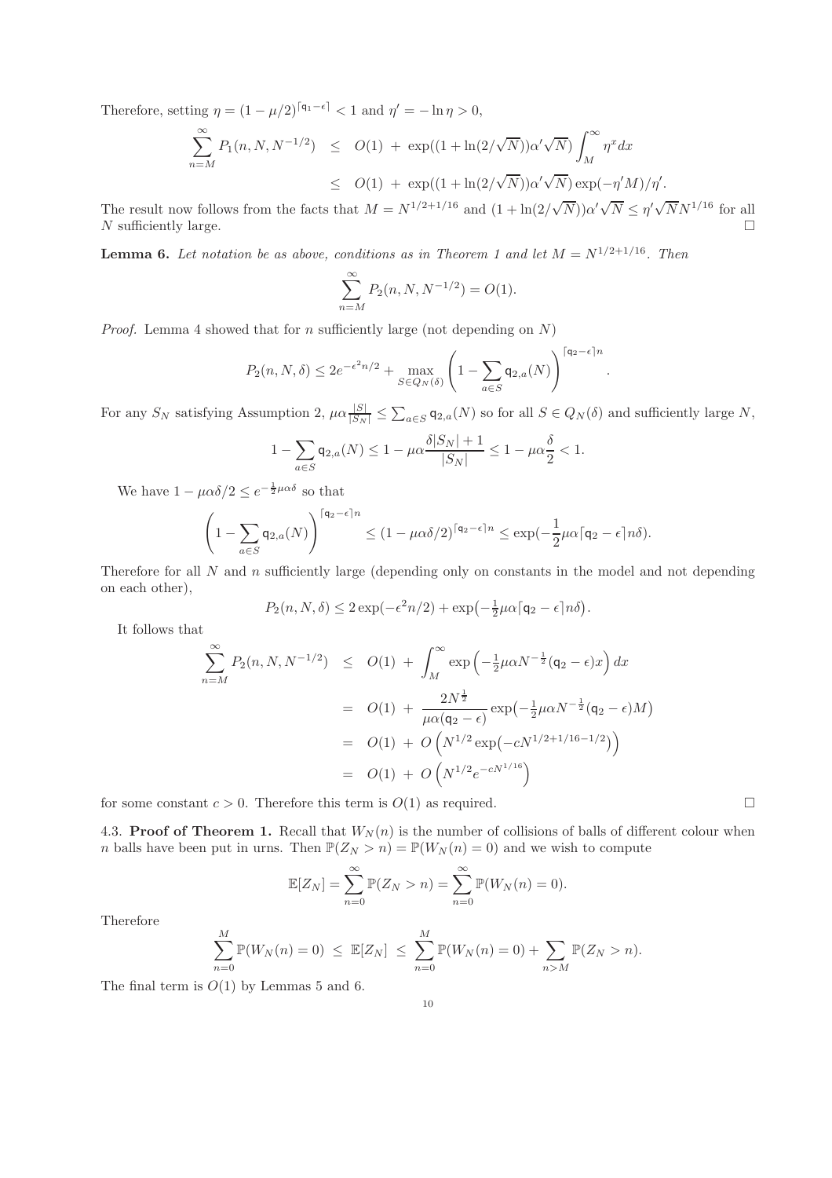Therefore, setting $\eta = (1-\mu/2)^{\lceil \mathsf{q}_1 - \epsilon \rceil} < 1$ and $\eta' = -\ln \eta > 0$,

$$
\begin{aligned}
\sum_{n=M}^{\infty} P_1(n, N, N^{-1/2}) &\leq O(1) \;+\; \exp((1+\ln(2/\sqrt{N}))\alpha'\sqrt{N}) \int_M^\infty \eta^x dx \\
&\leq O(1) \;+\; \exp((1+\ln(2/\sqrt{N}))\alpha'\sqrt{N}) \exp(-\eta' M)/\eta'.
\end{aligned}
$$

The result now follows from the facts that $M = N^{1/2+1/16}$ and $(1+\ln(2/\sqrt{N}))\alpha'\sqrt{N} \leq \eta'\sqrt{N}N^{1/16}$ for all $N$ sufficiently large. □

**Lemma 6.** *Let notation be as above, conditions as in Theorem 1 and let $M = N^{1/2+1/16}$. Then*

$$
\sum_{n=M}^{\infty} P_2(n, N, N^{-1/2}) = O(1).
$$

*Proof.* Lemma 4 showed that for $n$ sufficiently large (not depending on $N$)

$$
P_2(n, N, \delta) \leq 2e^{-\epsilon^2 n/2} + \max_{S \in Q_N(\delta)} \left(1 - \sum_{a \in S} \mathsf{q}_{2,a}(N)\right)^{\lceil \mathsf{q}_2 - \epsilon \rceil n}.
$$

For any $S_N$ satisfying Assumption 2, $\mu\alpha\frac{|S|}{|S_N|} \leq \sum_{a\in S} \mathsf{q}_{2,a}(N)$ so for all $S \in Q_N(\delta)$ and sufficiently large $N$,

$$
1 - \sum_{a \in S} \mathsf{q}_{2,a}(N) \leq 1 - \mu\alpha\frac{\delta|S_N|+1}{|S_N|} \leq 1 - \mu\alpha\frac{\delta}{2} < 1.
$$

We have $1 - \mu\alpha\delta/2 \leq e^{-\frac{1}{2}\mu\alpha\delta}$ so that

$$
\left(1 - \sum_{a \in S} \mathsf{q}_{2,a}(N)\right)^{\lceil \mathsf{q}_2 - \epsilon \rceil n} \leq (1-\mu\alpha\delta/2)^{\lceil \mathsf{q}_2 - \epsilon \rceil n} \leq \exp(-\frac{1}{2}\mu\alpha\lceil \mathsf{q}_2 - \epsilon\rceil n\delta).
$$

Therefore for all $N$ and $n$ sufficiently large (depending only on constants in the model and not depending on each other),

$$
P_2(n, N, \delta) \leq 2\exp(-\epsilon^2 n/2) + \exp\big(-\tfrac{1}{2}\mu\alpha\lceil \mathsf{q}_2 - \epsilon\rceil n\delta\big).
$$

It follows that

$$
\begin{aligned}
\sum_{n=M}^{\infty} P_2(n, N, N^{-1/2}) &\leq O(1) \;+\; \int_M^\infty \exp\Big(-\tfrac{1}{2}\mu\alpha N^{-\frac{1}{2}}(\mathsf{q}_2 - \epsilon)x\Big)\, dx \\
&= O(1) \;+\; \frac{2N^{\frac{1}{2}}}{\mu\alpha(\mathsf{q}_2-\epsilon)} \exp\big(-\tfrac{1}{2}\mu\alpha N^{-\frac{1}{2}}(\mathsf{q}_2-\epsilon)M\big) \\
&= O(1) \;+\; O\left(N^{1/2}\exp\big(-cN^{1/2+1/16-1/2}\big)\right) \\
&= O(1) \;+\; O\left(N^{1/2}e^{-cN^{1/16}}\right)
\end{aligned}
$$

for some constant $c > 0$. Therefore this term is $O(1)$ as required. □

4.3. **Proof of Theorem 1.** Recall that $W_N(n)$ is the number of collisions of balls of different colour when $n$ balls have been put in urns. Then $\mathbb{P}(Z_N > n) = \mathbb{P}(W_N(n) = 0)$ and we wish to compute

$$
\mathbb{E}[Z_N] = \sum_{n=0}^{\infty} \mathbb{P}(Z_N > n) = \sum_{n=0}^{\infty} \mathbb{P}(W_N(n) = 0).
$$

Therefore

$$
\sum_{n=0}^{M} \mathbb{P}(W_N(n) = 0) \;\leq\; \mathbb{E}[Z_N] \;\leq\; \sum_{n=0}^{M} \mathbb{P}(W_N(n) = 0) + \sum_{n > M} \mathbb{P}(Z_N > n).
$$

The final term is $O(1)$ by Lemmas 5 and 6.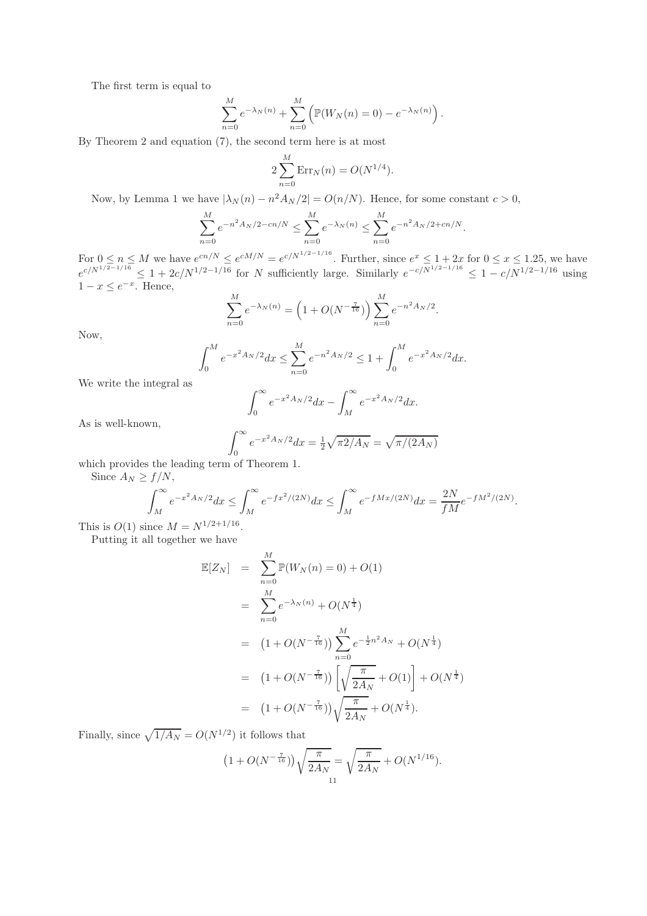The first term is equal to

$$\sum_{n=0}^{M} e^{-\lambda_N(n)} + \sum_{n=0}^{M} \left( \mathbb{P}(W_N(n) = 0) - e^{-\lambda_N(n)} \right).$$

By Theorem 2 and equation (7), the second term here is at most

$$2 \sum_{n=0}^{M} \mathrm{Err}_N(n) = O(N^{1/4}).$$

Now, by Lemma 1 we have $|\lambda_N(n) - n^2 A_N/2| = O(n/N)$. Hence, for some constant $c > 0$,

$$\sum_{n=0}^{M} e^{-n^2 A_N/2 - cn/N} \le \sum_{n=0}^{M} e^{-\lambda_N(n)} \le \sum_{n=0}^{M} e^{-n^2 A_N/2 + cn/N}.$$

For $0 \le n \le M$ we have $e^{cn/N} \le e^{cM/N} = e^{c/N^{1/2-1/16}}$. Further, since $e^x \le 1 + 2x$ for $0 \le x \le 1.25$, we have $e^{c/N^{1/2-1/16}} \le 1 + 2c/N^{1/2-1/16}$ for $N$ sufficiently large. Similarly $e^{-c/N^{1/2-1/16}} \le 1 - c/N^{1/2-1/16}$ using $1 - x \le e^{-x}$. Hence,

$$\sum_{n=0}^{M} e^{-\lambda_N(n)} = \left(1 + O(N^{-\frac{7}{16}})\right) \sum_{n=0}^{M} e^{-n^2 A_N/2}.$$

Now,

$$\int_0^M e^{-x^2 A_N/2} dx \le \sum_{n=0}^{M} e^{-n^2 A_N/2} \le 1 + \int_0^M e^{-x^2 A_N/2} dx.$$

We write the integral as

$$\int_0^\infty e^{-x^2 A_N/2} dx - \int_M^\infty e^{-x^2 A_N/2} dx.$$

As is well-known,

$$\int_0^\infty e^{-x^2 A_N/2} dx = \tfrac{1}{2}\sqrt{\pi 2/A_N} = \sqrt{\pi/(2A_N)}$$

which provides the leading term of Theorem 1.

Since $A_N \ge f/N$,

$$\int_M^\infty e^{-x^2 A_N/2} dx \le \int_M^\infty e^{-fx^2/(2N)} dx \le \int_M^\infty e^{-fMx/(2N)} dx = \frac{2N}{fM} e^{-fM^2/(2N)}.$$

This is $O(1)$ since $M = N^{1/2+1/16}$.

Putting it all together we have

$$\begin{aligned}
\mathbb{E}[Z_N] &= \sum_{n=0}^{M} \mathbb{P}(W_N(n) = 0) + O(1) \\
&= \sum_{n=0}^{M} e^{-\lambda_N(n)} + O(N^{\frac{1}{4}}) \\
&= \left(1 + O(N^{-\frac{7}{16}})\right) \sum_{n=0}^{M} e^{-\frac{1}{2}n^2 A_N} + O(N^{\frac{1}{4}}) \\
&= \left(1 + O(N^{-\frac{7}{16}})\right) \left[ \sqrt{\frac{\pi}{2A_N}} + O(1) \right] + O(N^{\frac{1}{4}}) \\
&= \left(1 + O(N^{-\frac{7}{16}})\right) \sqrt{\frac{\pi}{2A_N}} + O(N^{\frac{1}{4}}).
\end{aligned}$$

Finally, since $\sqrt{1/A_N} = O(N^{1/2})$ it follows that

$$\left(1 + O(N^{-\frac{7}{16}})\right) \sqrt{\frac{\pi}{2A_N}} = \sqrt{\frac{\pi}{2A_N}} + O(N^{1/16}).$$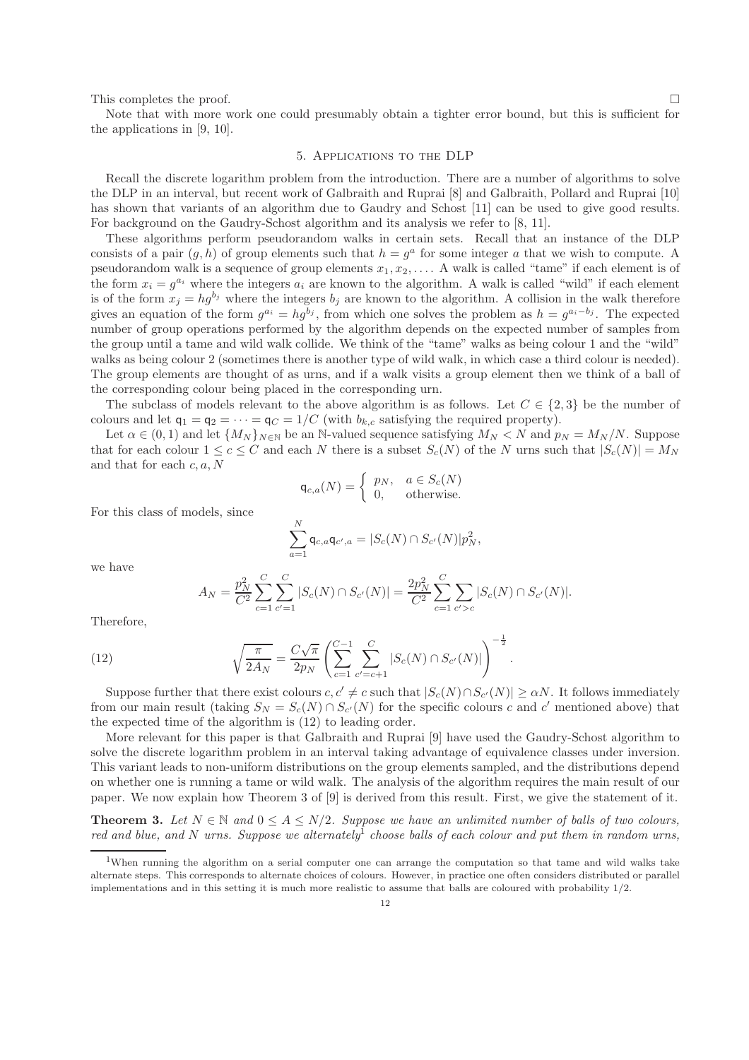This completes the proof. □

Note that with more work one could presumably obtain a tighter error bound, but this is sufficient for the applications in [9, 10].

## 5. Applications to the DLP

Recall the discrete logarithm problem from the introduction. There are a number of algorithms to solve the DLP in an interval, but recent work of Galbraith and Ruprai [8] and Galbraith, Pollard and Ruprai [10] has shown that variants of an algorithm due to Gaudry and Schost [11] can be used to give good results. For background on the Gaudry-Schost algorithm and its analysis we refer to [8, 11].

These algorithms perform pseudorandom walks in certain sets. Recall that an instance of the DLP consists of a pair $(g, h)$ of group elements such that $h = g^a$ for some integer $a$ that we wish to compute. A pseudorandom walk is a sequence of group elements $x_1, x_2, \ldots$. A walk is called "tame" if each element is of the form $x_i = g^{a_i}$ where the integers $a_i$ are known to the algorithm. A walk is called "wild" if each element is of the form $x_j = hg^{b_j}$ where the integers $b_j$ are known to the algorithm. A collision in the walk therefore gives an equation of the form $g^{a_i} = hg^{b_j}$, from which one solves the problem as $h = g^{a_i - b_j}$. The expected number of group operations performed by the algorithm depends on the expected number of samples from the group until a tame and wild walk collide. We think of the "tame" walks as being colour 1 and the "wild" walks as being colour 2 (sometimes there is another type of wild walk, in which case a third colour is needed). The group elements are thought of as urns, and if a walk visits a group element then we think of a ball of the corresponding colour being placed in the corresponding urn.

The subclass of models relevant to the above algorithm is as follows. Let $C \in \{2, 3\}$ be the number of colours and let $\mathsf{q}_1 = \mathsf{q}_2 = \cdots = \mathsf{q}_C = 1/C$ (with $b_{k,c}$ satisfying the required property).

Let $\alpha \in (0, 1)$ and let $\{M_N\}_{N \in \mathbb{N}}$ be an $\mathbb{N}$-valued sequence satisfying $M_N < N$ and $p_N = M_N/N$. Suppose that for each colour $1 \le c \le C$ and each $N$ there is a subset $S_c(N)$ of the $N$ urns such that $|S_c(N)| = M_N$ and that for each $c, a, N$

$$\mathsf{q}_{c,a}(N) = \begin{cases} p_N, & a \in S_c(N) \\ 0, & \text{otherwise.} \end{cases}$$

For this class of models, since

$$\sum_{a=1}^{N} \mathsf{q}_{c,a}\mathsf{q}_{c',a} = |S_c(N) \cap S_{c'}(N)| p_N^2,$$

we have

$$A_N = \frac{p_N^2}{C^2} \sum_{c=1}^{C} \sum_{c'=1}^{C} |S_c(N) \cap S_{c'}(N)| = \frac{2p_N^2}{C^2} \sum_{c=1}^{C} \sum_{c'>c} |S_c(N) \cap S_{c'}(N)|.$$

Therefore,

$$\sqrt{\frac{\pi}{2A_N}} = \frac{C\sqrt{\pi}}{2p_N} \left( \sum_{c=1}^{C-1} \sum_{c'=c+1}^{C} |S_c(N) \cap S_{c'}(N)| \right)^{-\frac{1}{2}}. \tag{12}$$

Suppose further that there exist colours $c, c' \neq c$ such that $|S_c(N) \cap S_{c'}(N)| \ge \alpha N$. It follows immediately from our main result (taking $S_N = S_c(N) \cap S_{c'}(N)$ for the specific colours $c$ and $c'$ mentioned above) that the expected time of the algorithm is (12) to leading order.

More relevant for this paper is that Galbraith and Ruprai [9] have used the Gaudry-Schost algorithm to solve the discrete logarithm problem in an interval taking advantage of equivalence classes under inversion. This variant leads to non-uniform distributions on the group elements sampled, and the distributions depend on whether one is running a tame or wild walk. The analysis of the algorithm requires the main result of our paper. We now explain how Theorem 3 of [9] is derived from this result. First, we give the statement of it.

**Theorem 3.** *Let $N \in \mathbb{N}$ and $0 \le A \le N/2$. Suppose we have an unlimited number of balls of two colours, red and blue, and $N$ urns. Suppose we alternately*[1] *choose balls of each colour and put them in random urns,*

[1] When running the algorithm on a serial computer one can arrange the computation so that tame and wild walks take alternate steps. This corresponds to alternate choices of colours. However, in practice one often considers distributed or parallel implementations and in this setting it is much more realistic to assume that balls are coloured with probability 1/2.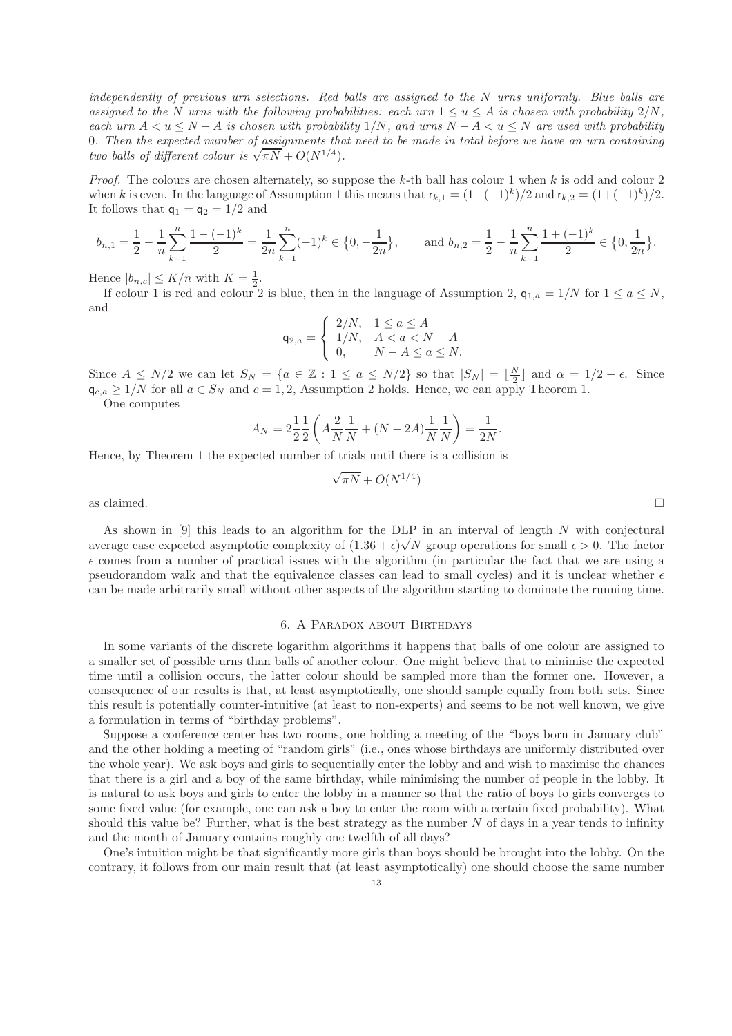*independently of previous urn selections. Red balls are assigned to the $N$ urns uniformly. Blue balls are assigned to the $N$ urns with the following probabilities: each urn $1 \le u \le A$ is chosen with probability $2/N$, each urn $A < u \le N - A$ is chosen with probability $1/N$, and urns $N - A < u \le N$ are used with probability $0$. Then the expected number of assignments that need to be made in total before we have an urn containing two balls of different colour is $\sqrt{\pi N} + O(N^{1/4})$.*

*Proof.* The colours are chosen alternately, so suppose the $k$-th ball has colour 1 when $k$ is odd and colour 2 when $k$ is even. In the language of Assumption 1 this means that $\mathsf{r}_{k,1} = (1-(-1)^k)/2$ and $\mathsf{r}_{k,2} = (1+(-1)^k)/2$. It follows that $\mathsf{q}_1 = \mathsf{q}_2 = 1/2$ and

$$b_{n,1} = \frac{1}{2} - \frac{1}{n}\sum_{k=1}^{n} \frac{1-(-1)^k}{2} = \frac{1}{2n}\sum_{k=1}^{n}(-1)^k \in \left\{0, -\frac{1}{2n}\right\}, \qquad \text{and } b_{n,2} = \frac{1}{2} - \frac{1}{n}\sum_{k=1}^{n} \frac{1+(-1)^k}{2} \in \left\{0, \frac{1}{2n}\right\}.$$

Hence $|b_{n,c}| \le K/n$ with $K = \frac{1}{2}$.

If colour 1 is red and colour 2 is blue, then in the language of Assumption 2, $\mathsf{q}_{1,a} = 1/N$ for $1 \le a \le N$, and

$$\mathsf{q}_{2,a} = \begin{cases} 2/N, & 1 \le a \le A \\ 1/N, & A < a < N - A \\ 0, & N - A \le a \le N. \end{cases}$$

Since $A \le N/2$ we can let $S_N = \{a \in \mathbb{Z} : 1 \le a \le N/2\}$ so that $|S_N| = \lfloor \frac{N}{2} \rfloor$ and $\alpha = 1/2 - \epsilon$. Since $\mathsf{q}_{c,a} \ge 1/N$ for all $a \in S_N$ and $c = 1, 2$, Assumption 2 holds. Hence, we can apply Theorem 1.

One computes

$$A_N = 2\frac{1}{2}\frac{1}{2}\left(A\frac{2}{N}\frac{1}{N} + (N-2A)\frac{1}{N}\frac{1}{N}\right) = \frac{1}{2N}.$$

Hence, by Theorem 1 the expected number of trials until there is a collision is

$$\sqrt{\pi N} + O(N^{1/4})$$

as claimed. □

As shown in [9] this leads to an algorithm for the DLP in an interval of length $N$ with conjectural average case expected asymptotic complexity of $(1.36 + \epsilon)\sqrt{N}$ group operations for small $\epsilon > 0$. The factor $\epsilon$ comes from a number of practical issues with the algorithm (in particular the fact that we are using a pseudorandom walk and that the equivalence classes can lead to small cycles) and it is unclear whether $\epsilon$ can be made arbitrarily small without other aspects of the algorithm starting to dominate the running time.

## 6. A Paradox about Birthdays

In some variants of the discrete logarithm algorithms it happens that balls of one colour are assigned to a smaller set of possible urns than balls of another colour. One might believe that to minimise the expected time until a collision occurs, the latter colour should be sampled more than the former one. However, a consequence of our results is that, at least asymptotically, one should sample equally from both sets. Since this result is potentially counter-intuitive (at least to non-experts) and seems to be not well known, we give a formulation in terms of "birthday problems".

Suppose a conference center has two rooms, one holding a meeting of the "boys born in January club" and the other holding a meeting of "random girls" (i.e., ones whose birthdays are uniformly distributed over the whole year). We ask boys and girls to sequentially enter the lobby and and wish to maximise the chances that there is a girl and a boy of the same birthday, while minimising the number of people in the lobby. It is natural to ask boys and girls to enter the lobby in a manner so that the ratio of boys to girls converges to some fixed value (for example, one can ask a boy to enter the room with a certain fixed probability). What should this value be? Further, what is the best strategy as the number $N$ of days in a year tends to infinity and the month of January contains roughly one twelfth of all days?

One's intuition might be that significantly more girls than boys should be brought into the lobby. On the contrary, it follows from our main result that (at least asymptotically) one should choose the same number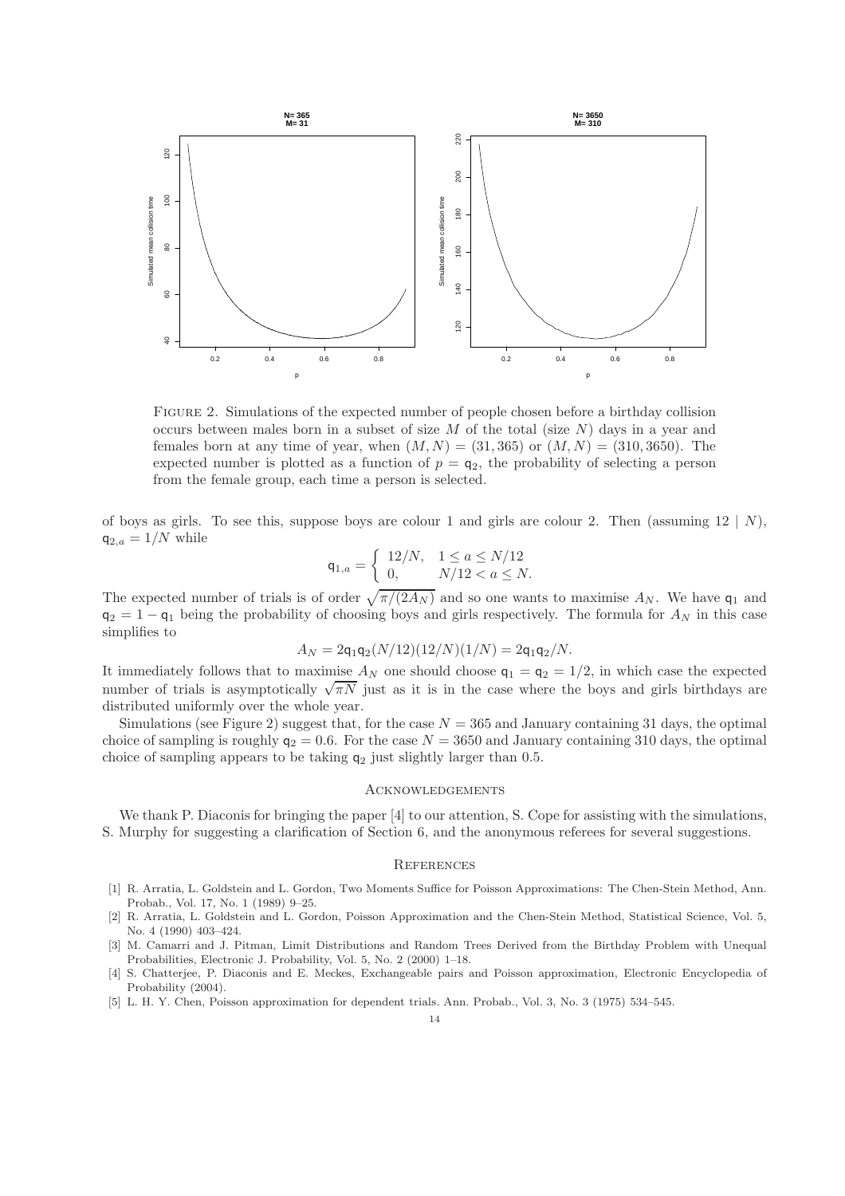FIGURE 2. Simulations of the expected number of people chosen before a birthday collision occurs between males born in a subset of size $M$ of the total (size $N$) days in a year and females born at any time of year, when $(M, N) = (31, 365)$ or $(M, N) = (310, 3650)$. The expected number is plotted as a function of $p = \mathsf{q}_2$, the probability of selecting a person from the female group, each time a person is selected.

of boys as girls. To see this, suppose boys are colour 1 and girls are colour 2. Then (assuming $12 \mid N$), $\mathsf{q}_{2,a} = 1/N$ while

$$\mathsf{q}_{1,a} = \begin{cases} 12/N, & 1 \le a \le N/12 \\ 0, & N/12 < a \le N. \end{cases}$$

The expected number of trials is of order $\sqrt{\pi/(2A_N)}$ and so one wants to maximise $A_N$. We have $\mathsf{q}_1$ and $\mathsf{q}_2 = 1 - \mathsf{q}_1$ being the probability of choosing boys and girls respectively. The formula for $A_N$ in this case simplifies to

$$A_N = 2\mathsf{q}_1\mathsf{q}_2(N/12)(12/N)(1/N) = 2\mathsf{q}_1\mathsf{q}_2/N.$$

It immediately follows that to maximise $A_N$ one should choose $\mathsf{q}_1 = \mathsf{q}_2 = 1/2$, in which case the expected number of trials is asymptotically $\sqrt{\pi N}$ just as it is in the case where the boys and girls birthdays are distributed uniformly over the whole year.

Simulations (see Figure 2) suggest that, for the case $N = 365$ and January containing 31 days, the optimal choice of sampling is roughly $\mathsf{q}_2 = 0.6$. For the case $N = 3650$ and January containing 310 days, the optimal choice of sampling appears to be taking $\mathsf{q}_2$ just slightly larger than 0.5.

## ACKNOWLEDGEMENTS

We thank P. Diaconis for bringing the paper [4] to our attention, S. Cope for assisting with the simulations, S. Murphy for suggesting a clarification of Section 6, and the anonymous referees for several suggestions.

## REFERENCES

[1] R. Arratia, L. Goldstein and L. Gordon, Two Moments Suffice for Poisson Approximations: The Chen-Stein Method, Ann. Probab., Vol. 17, No. 1 (1989) 9–25.

[2] R. Arratia, L. Goldstein and L. Gordon, Poisson Approximation and the Chen-Stein Method, Statistical Science, Vol. 5, No. 4 (1990) 403–424.

[3] M. Camarri and J. Pitman, Limit Distributions and Random Trees Derived from the Birthday Problem with Unequal Probabilities, Electronic J. Probability, Vol. 5, No. 2 (2000) 1–18.

[4] S. Chatterjee, P. Diaconis and E. Meckes, Exchangeable pairs and Poisson approximation, Electronic Encyclopedia of Probability (2004).

[5] L. H. Y. Chen, Poisson approximation for dependent trials. Ann. Probab., Vol. 3, No. 3 (1975) 534–545.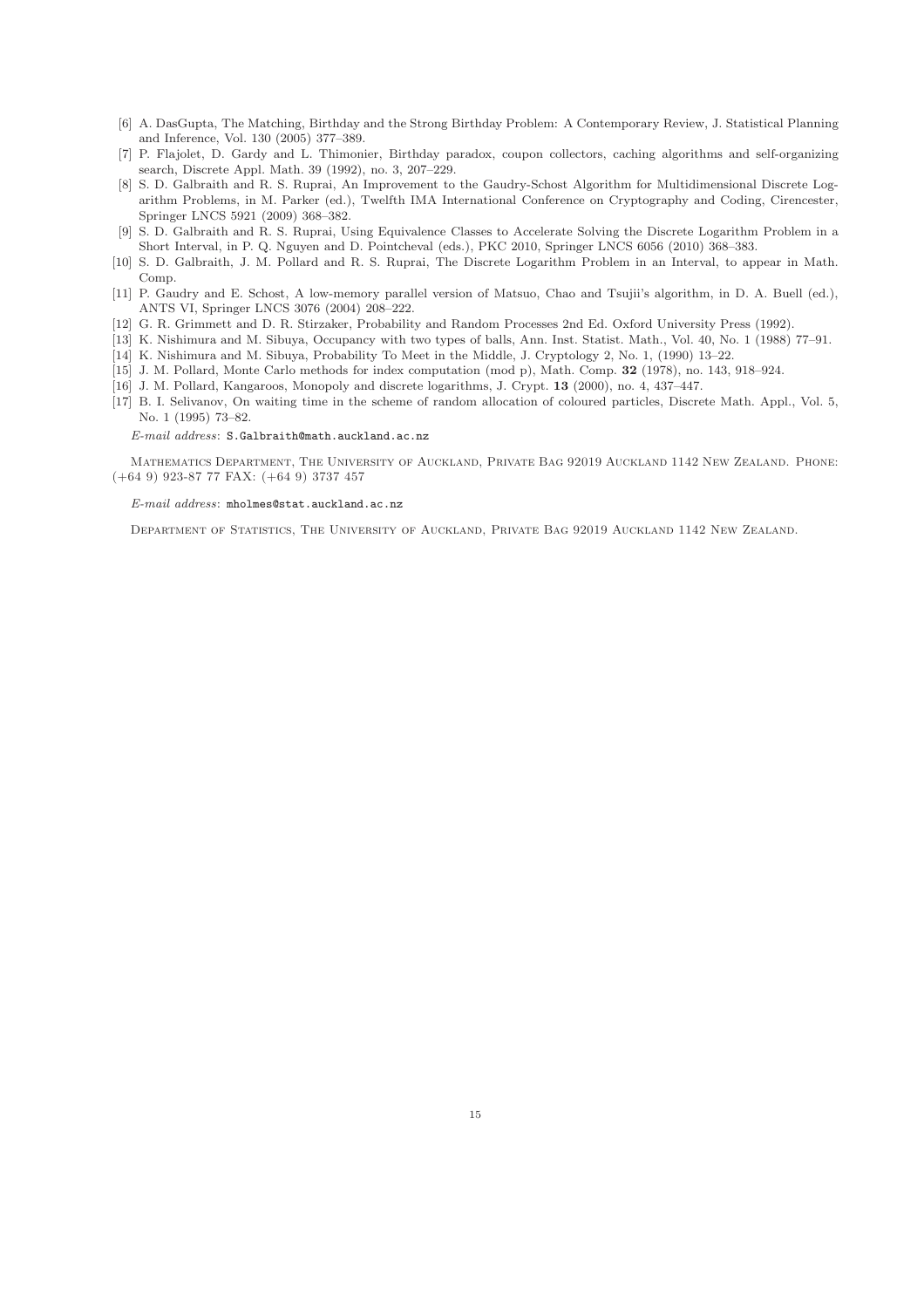[6] A. DasGupta, The Matching, Birthday and the Strong Birthday Problem: A Contemporary Review, J. Statistical Planning and Inference, Vol. 130 (2005) 377–389.

[7] P. Flajolet, D. Gardy and L. Thimonier, Birthday paradox, coupon collectors, caching algorithms and self-organizing search, Discrete Appl. Math. 39 (1992), no. 3, 207–229.

[8] S. D. Galbraith and R. S. Ruprai, An Improvement to the Gaudry-Schost Algorithm for Multidimensional Discrete Logarithm Problems, in M. Parker (ed.), Twelfth IMA International Conference on Cryptography and Coding, Cirencester, Springer LNCS 5921 (2009) 368–382.

[9] S. D. Galbraith and R. S. Ruprai, Using Equivalence Classes to Accelerate Solving the Discrete Logarithm Problem in a Short Interval, in P. Q. Nguyen and D. Pointcheval (eds.), PKC 2010, Springer LNCS 6056 (2010) 368–383.

[10] S. D. Galbraith, J. M. Pollard and R. S. Ruprai, The Discrete Logarithm Problem in an Interval, to appear in Math. Comp.

[11] P. Gaudry and E. Schost, A low-memory parallel version of Matsuo, Chao and Tsujii's algorithm, in D. A. Buell (ed.), ANTS VI, Springer LNCS 3076 (2004) 208–222.

[12] G. R. Grimmett and D. R. Stirzaker, Probability and Random Processes 2nd Ed. Oxford University Press (1992).

[13] K. Nishimura and M. Sibuya, Occupancy with two types of balls, Ann. Inst. Statist. Math., Vol. 40, No. 1 (1988) 77–91.

[14] K. Nishimura and M. Sibuya, Probability To Meet in the Middle, J. Cryptology 2, No. 1, (1990) 13–22.

[15] J. M. Pollard, Monte Carlo methods for index computation (mod p), Math. Comp. **32** (1978), no. 143, 918–924.

[16] J. M. Pollard, Kangaroos, Monopoly and discrete logarithms, J. Crypt. **13** (2000), no. 4, 437–447.

[17] B. I. Selivanov, On waiting time in the scheme of random allocation of coloured particles, Discrete Math. Appl., Vol. 5, No. 1 (1995) 73–82.

*E-mail address*: S.Galbraith@math.auckland.ac.nz

Mathematics Department, The University of Auckland, Private Bag 92019 Auckland 1142 New Zealand. Phone: (+64 9) 923-87 77 FAX: (+64 9) 3737 457

*E-mail address*: mholmes@stat.auckland.ac.nz

Department of Statistics, The University of Auckland, Private Bag 92019 Auckland 1142 New Zealand.